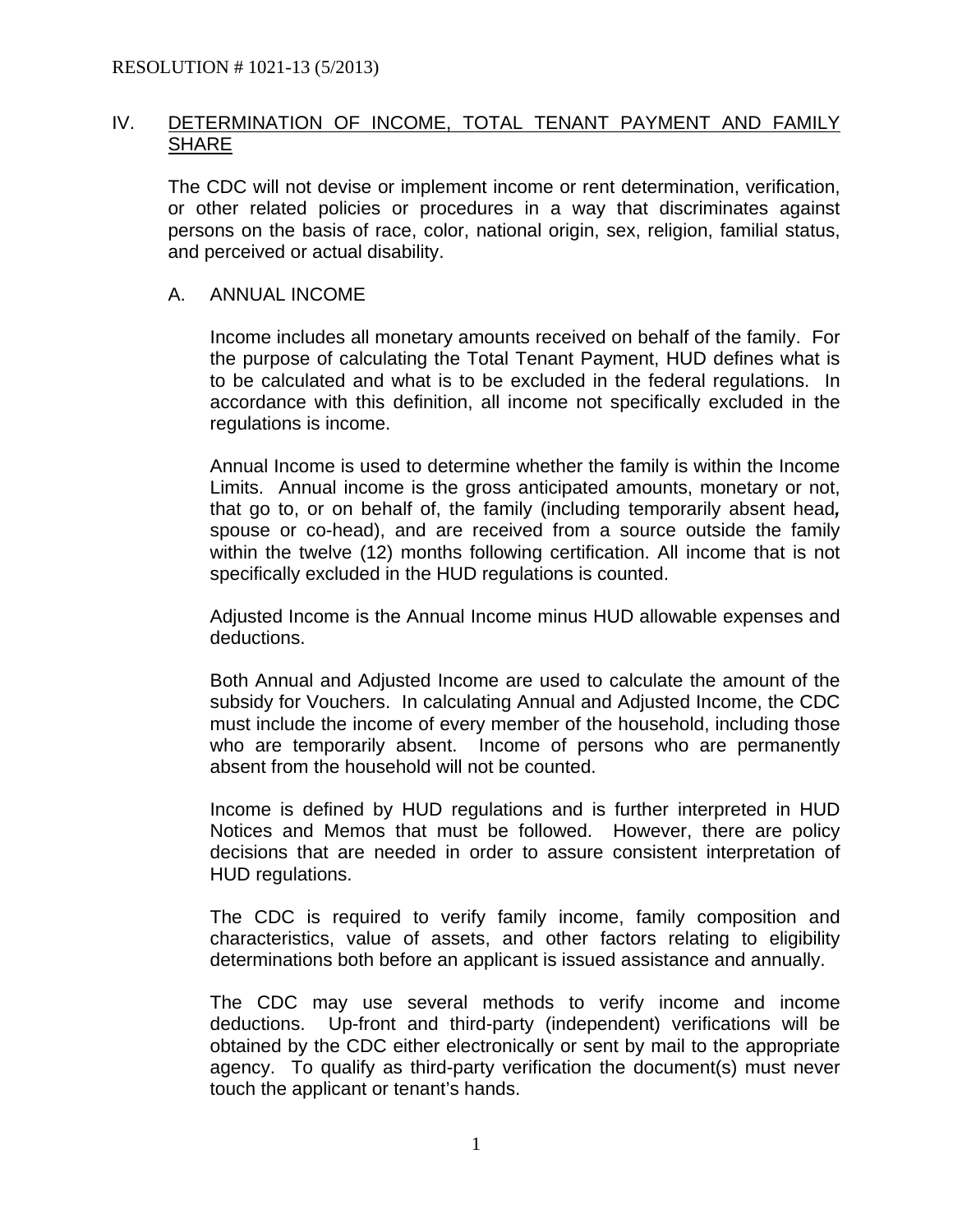RESOLUTION # 1021-13 (5/2013)

## IV. DETERMINATION OF INCOME, TOTAL TENANT PAYMENT AND FAMILY SHARE

The CDC will not devise or implement income or rent determination, verification, or other related policies or procedures in a way that discriminates against persons on the basis of race, color, national origin, sex, religion, familial status, and perceived or actual disability.

### A. ANNUAL INCOME

Income includes all monetary amounts received on behalf of the family. For the purpose of calculating the Total Tenant Payment, HUD defines what is to be calculated and what is to be excluded in the federal regulations. In accordance with this definition, all income not specifically excluded in the regulations is income.

Annual Income is used to determine whether the family is within the Income Limits. Annual income is the gross anticipated amounts, monetary or not, that go to, or on behalf of, the family (including temporarily absent head***,*** spouse or co-head), and are received from a source outside the family within the twelve (12) months following certification. All income that is not specifically excluded in the HUD regulations is counted.

Adjusted Income is the Annual Income minus HUD allowable expenses and deductions.

Both Annual and Adjusted Income are used to calculate the amount of the subsidy for Vouchers. In calculating Annual and Adjusted Income, the CDC must include the income of every member of the household, including those who are temporarily absent. Income of persons who are permanently absent from the household will not be counted.

Income is defined by HUD regulations and is further interpreted in HUD Notices and Memos that must be followed. However, there are policy decisions that are needed in order to assure consistent interpretation of HUD regulations.

The CDC is required to verify family income, family composition and characteristics, value of assets, and other factors relating to eligibility determinations both before an applicant is issued assistance and annually.

The CDC may use several methods to verify income and income deductions. Up-front and third-party (independent) verifications will be obtained by the CDC either electronically or sent by mail to the appropriate agency. To qualify as third-party verification the document(s) must never touch the applicant or tenant's hands.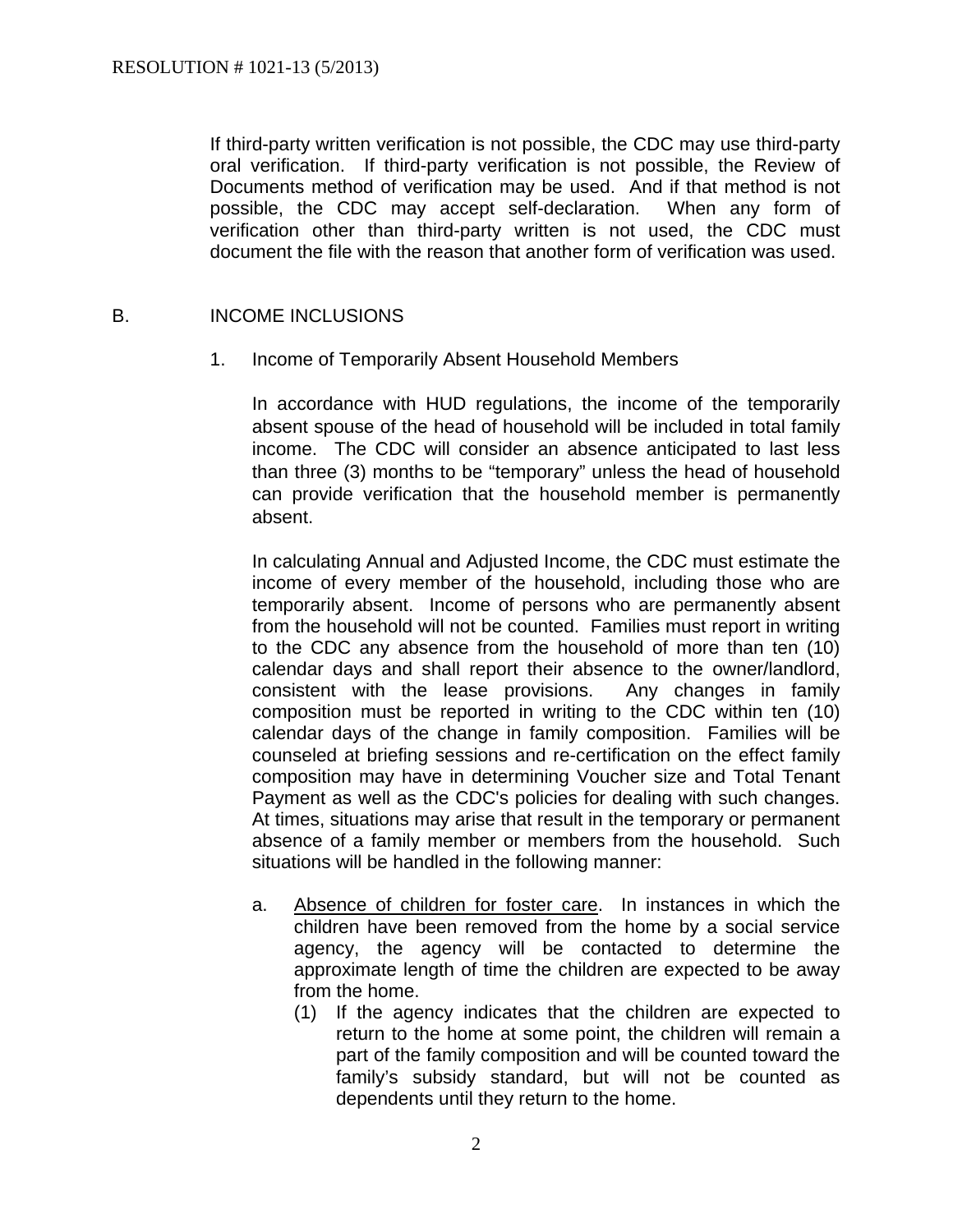If third-party written verification is not possible, the CDC may use third-party oral verification. If third-party verification is not possible, the Review of Documents method of verification may be used. And if that method is not possible, the CDC may accept self-declaration. When any form of verification other than third-party written is not used, the CDC must document the file with the reason that another form of verification was used.

## B. INCOME INCLUSIONS

### 1. Income of Temporarily Absent Household Members

In accordance with HUD regulations, the income of the temporarily absent spouse of the head of household will be included in total family income. The CDC will consider an absence anticipated to last less than three (3) months to be "temporary" unless the head of household can provide verification that the household member is permanently absent.

In calculating Annual and Adjusted Income, the CDC must estimate the income of every member of the household, including those who are temporarily absent. Income of persons who are permanently absent from the household will not be counted. Families must report in writing to the CDC any absence from the household of more than ten (10) calendar days and shall report their absence to the owner/landlord, consistent with the lease provisions. Any changes in family composition must be reported in writing to the CDC within ten (10) calendar days of the change in family composition. Families will be counseled at briefing sessions and re-certification on the effect family composition may have in determining Voucher size and Total Tenant Payment as well as the CDC's policies for dealing with such changes. At times, situations may arise that result in the temporary or permanent absence of a family member or members from the household. Such situations will be handled in the following manner:

a. Absence of children for foster care. In instances in which the children have been removed from the home by a social service agency, the agency will be contacted to determine the approximate length of time the children are expected to be away from the home.

   (1) If the agency indicates that the children are expected to return to the home at some point, the children will remain a part of the family composition and will be counted toward the family's subsidy standard, but will not be counted as dependents until they return to the home.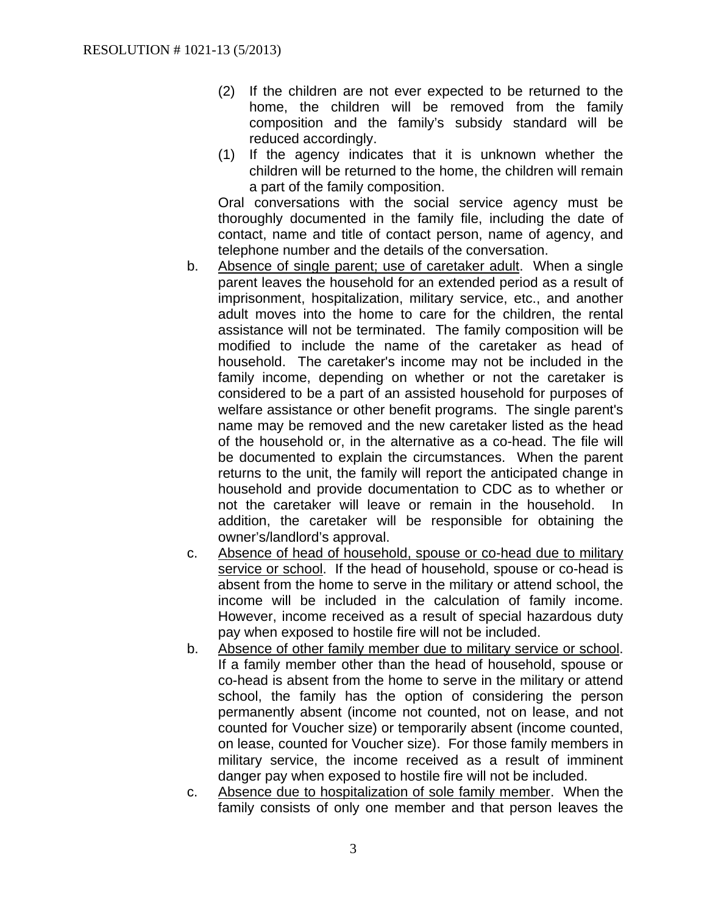(2) If the children are not ever expected to be returned to the home, the children will be removed from the family composition and the family's subsidy standard will be reduced accordingly.

(1) If the agency indicates that it is unknown whether the children will be returned to the home, the children will remain a part of the family composition.

Oral conversations with the social service agency must be thoroughly documented in the family file, including the date of contact, name and title of contact person, name of agency, and telephone number and the details of the conversation.

b. <u>Absence of single parent; use of caretaker adult</u>. When a single parent leaves the household for an extended period as a result of imprisonment, hospitalization, military service, etc., and another adult moves into the home to care for the children, the rental assistance will not be terminated. The family composition will be modified to include the name of the caretaker as head of household. The caretaker's income may not be included in the family income, depending on whether or not the caretaker is considered to be a part of an assisted household for purposes of welfare assistance or other benefit programs. The single parent's name may be removed and the new caretaker listed as the head of the household or, in the alternative as a co-head. The file will be documented to explain the circumstances. When the parent returns to the unit, the family will report the anticipated change in household and provide documentation to CDC as to whether or not the caretaker will leave or remain in the household. In addition, the caretaker will be responsible for obtaining the owner's/landlord's approval.

c. <u>Absence of head of household, spouse or co-head due to military service or school</u>. If the head of household, spouse or co-head is absent from the home to serve in the military or attend school, the income will be included in the calculation of family income. However, income received as a result of special hazardous duty pay when exposed to hostile fire will not be included.

b. <u>Absence of other family member due to military service or school</u>. If a family member other than the head of household, spouse or co-head is absent from the home to serve in the military or attend school, the family has the option of considering the person permanently absent (income not counted, not on lease, and not counted for Voucher size) or temporarily absent (income counted, on lease, counted for Voucher size). For those family members in military service, the income received as a result of imminent danger pay when exposed to hostile fire will not be included.

c. <u>Absence due to hospitalization of sole family member</u>. When the family consists of only one member and that person leaves the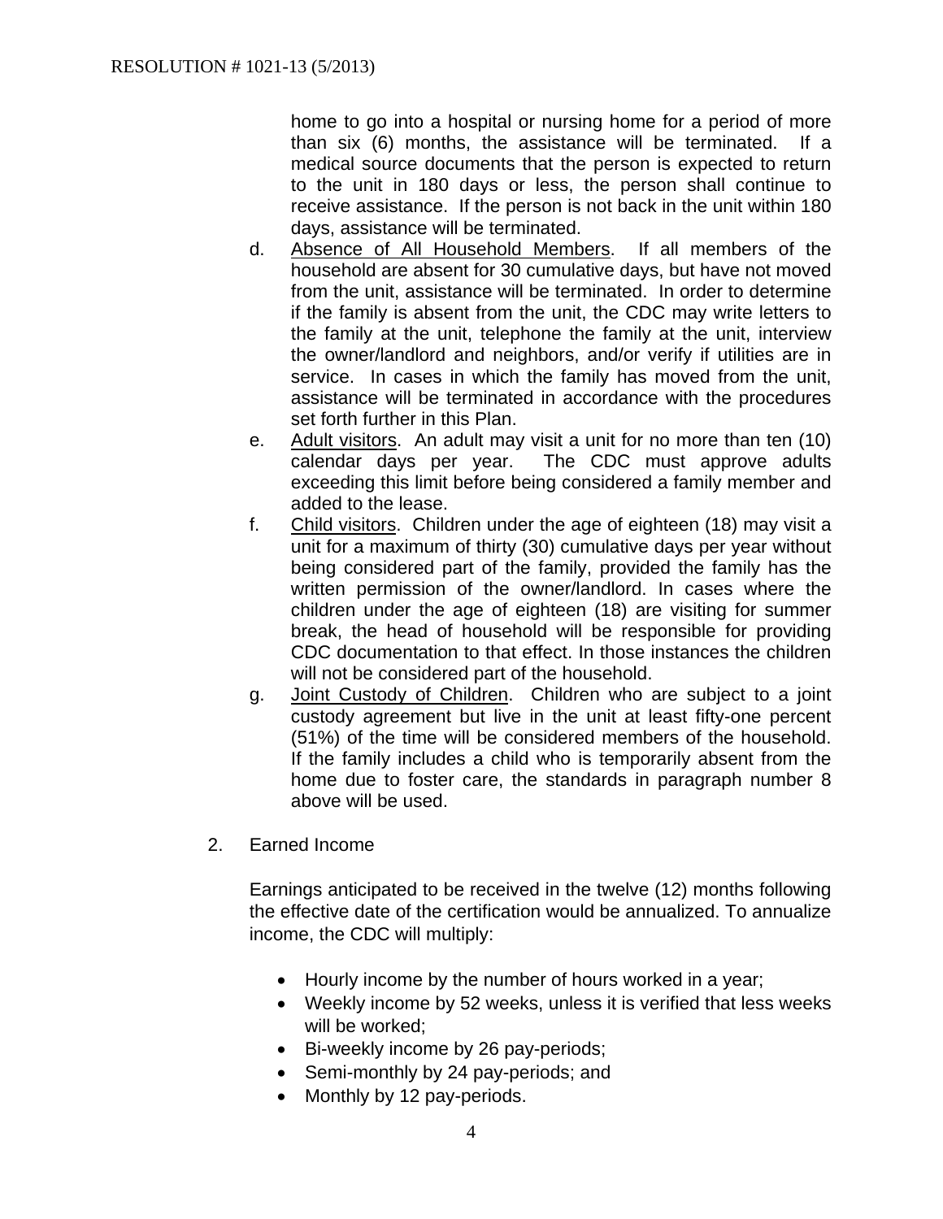home to go into a hospital or nursing home for a period of more than six (6) months, the assistance will be terminated. If a medical source documents that the person is expected to return to the unit in 180 days or less, the person shall continue to receive assistance. If the person is not back in the unit within 180 days, assistance will be terminated.

d. Absence of All Household Members. If all members of the household are absent for 30 cumulative days, but have not moved from the unit, assistance will be terminated. In order to determine if the family is absent from the unit, the CDC may write letters to the family at the unit, telephone the family at the unit, interview the owner/landlord and neighbors, and/or verify if utilities are in service. In cases in which the family has moved from the unit, assistance will be terminated in accordance with the procedures set forth further in this Plan.

e. Adult visitors. An adult may visit a unit for no more than ten (10) calendar days per year. The CDC must approve adults exceeding this limit before being considered a family member and added to the lease.

f. Child visitors. Children under the age of eighteen (18) may visit a unit for a maximum of thirty (30) cumulative days per year without being considered part of the family, provided the family has the written permission of the owner/landlord. In cases where the children under the age of eighteen (18) are visiting for summer break, the head of household will be responsible for providing CDC documentation to that effect. In those instances the children will not be considered part of the household.

g. Joint Custody of Children. Children who are subject to a joint custody agreement but live in the unit at least fifty-one percent (51%) of the time will be considered members of the household. If the family includes a child who is temporarily absent from the home due to foster care, the standards in paragraph number 8 above will be used.

2. Earned Income

Earnings anticipated to be received in the twelve (12) months following the effective date of the certification would be annualized. To annualize income, the CDC will multiply:

- Hourly income by the number of hours worked in a year;
- Weekly income by 52 weeks, unless it is verified that less weeks will be worked;
- Bi-weekly income by 26 pay-periods;
- Semi-monthly by 24 pay-periods; and
- Monthly by 12 pay-periods.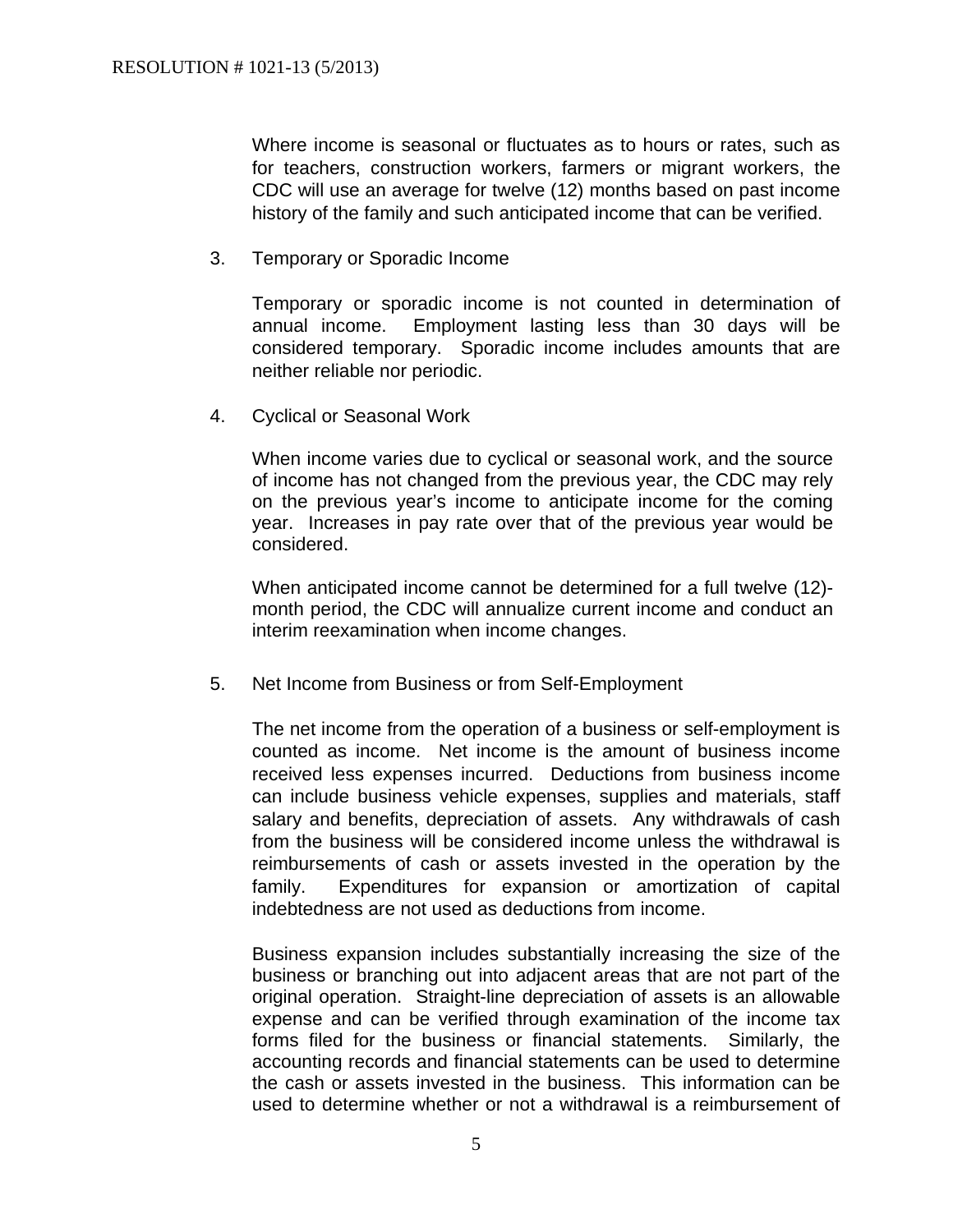Where income is seasonal or fluctuates as to hours or rates, such as for teachers, construction workers, farmers or migrant workers, the CDC will use an average for twelve (12) months based on past income history of the family and such anticipated income that can be verified.

3. Temporary or Sporadic Income

Temporary or sporadic income is not counted in determination of annual income. Employment lasting less than 30 days will be considered temporary. Sporadic income includes amounts that are neither reliable nor periodic.

4. Cyclical or Seasonal Work

When income varies due to cyclical or seasonal work, and the source of income has not changed from the previous year, the CDC may rely on the previous year's income to anticipate income for the coming year. Increases in pay rate over that of the previous year would be considered.

When anticipated income cannot be determined for a full twelve (12)-month period, the CDC will annualize current income and conduct an interim reexamination when income changes.

5. Net Income from Business or from Self-Employment

The net income from the operation of a business or self-employment is counted as income. Net income is the amount of business income received less expenses incurred. Deductions from business income can include business vehicle expenses, supplies and materials, staff salary and benefits, depreciation of assets. Any withdrawals of cash from the business will be considered income unless the withdrawal is reimbursements of cash or assets invested in the operation by the family. Expenditures for expansion or amortization of capital indebtedness are not used as deductions from income.

Business expansion includes substantially increasing the size of the business or branching out into adjacent areas that are not part of the original operation. Straight-line depreciation of assets is an allowable expense and can be verified through examination of the income tax forms filed for the business or financial statements. Similarly, the accounting records and financial statements can be used to determine the cash or assets invested in the business. This information can be used to determine whether or not a withdrawal is a reimbursement of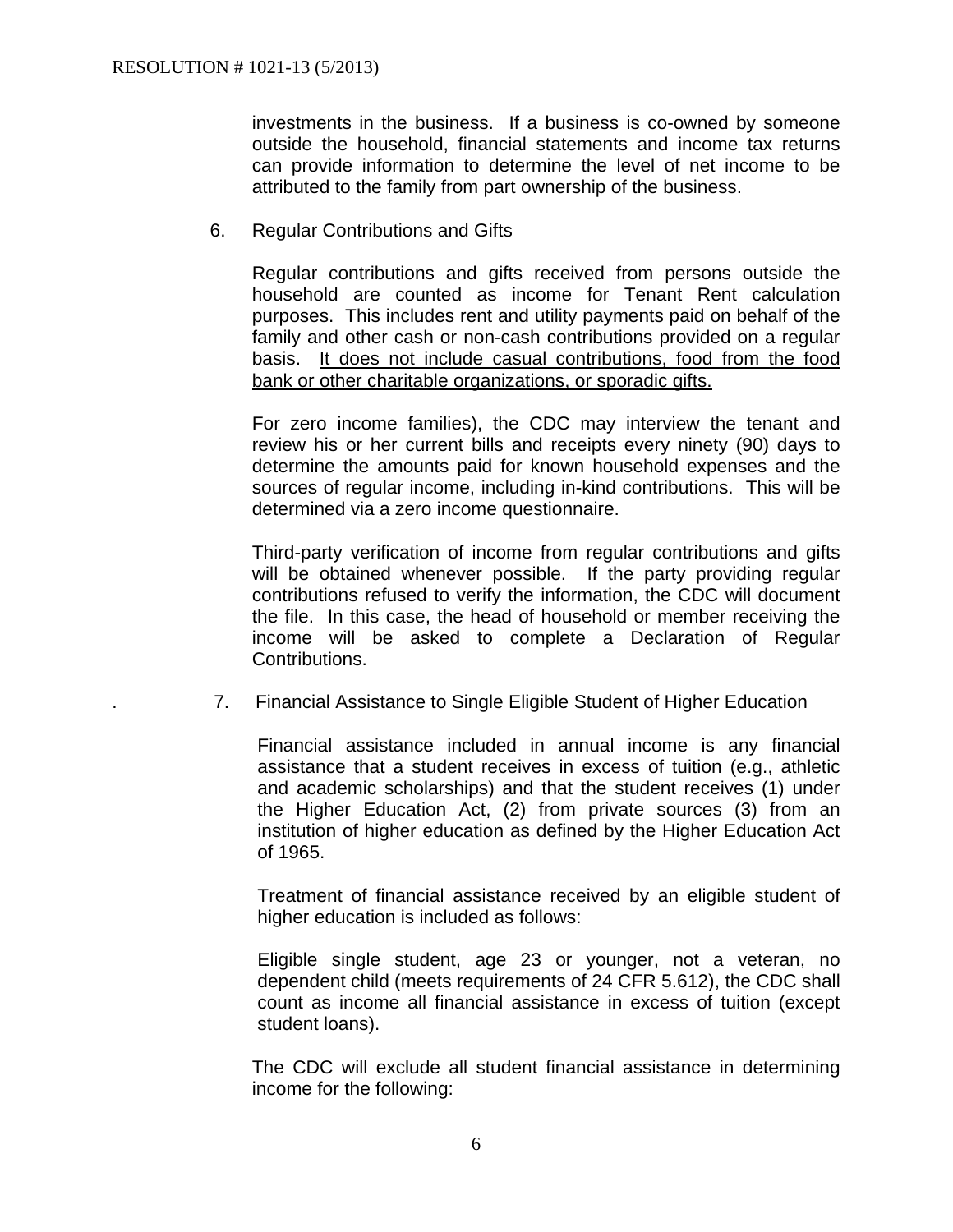investments in the business. If a business is co-owned by someone outside the household, financial statements and income tax returns can provide information to determine the level of net income to be attributed to the family from part ownership of the business.

6. Regular Contributions and Gifts

Regular contributions and gifts received from persons outside the household are counted as income for Tenant Rent calculation purposes. This includes rent and utility payments paid on behalf of the family and other cash or non-cash contributions provided on a regular basis. <u>It does not include casual contributions, food from the food bank or other charitable organizations, or sporadic gifts.</u>

For zero income families), the CDC may interview the tenant and review his or her current bills and receipts every ninety (90) days to determine the amounts paid for known household expenses and the sources of regular income, including in-kind contributions. This will be determined via a zero income questionnaire.

Third-party verification of income from regular contributions and gifts will be obtained whenever possible. If the party providing regular contributions refused to verify the information, the CDC will document the file. In this case, the head of household or member receiving the income will be asked to complete a Declaration of Regular Contributions.

. 7. Financial Assistance to Single Eligible Student of Higher Education

Financial assistance included in annual income is any financial assistance that a student receives in excess of tuition (e.g., athletic and academic scholarships) and that the student receives (1) under the Higher Education Act, (2) from private sources (3) from an institution of higher education as defined by the Higher Education Act of 1965.

Treatment of financial assistance received by an eligible student of higher education is included as follows:

Eligible single student, age 23 or younger, not a veteran, no dependent child (meets requirements of 24 CFR 5.612), the CDC shall count as income all financial assistance in excess of tuition (except student loans).

The CDC will exclude all student financial assistance in determining income for the following: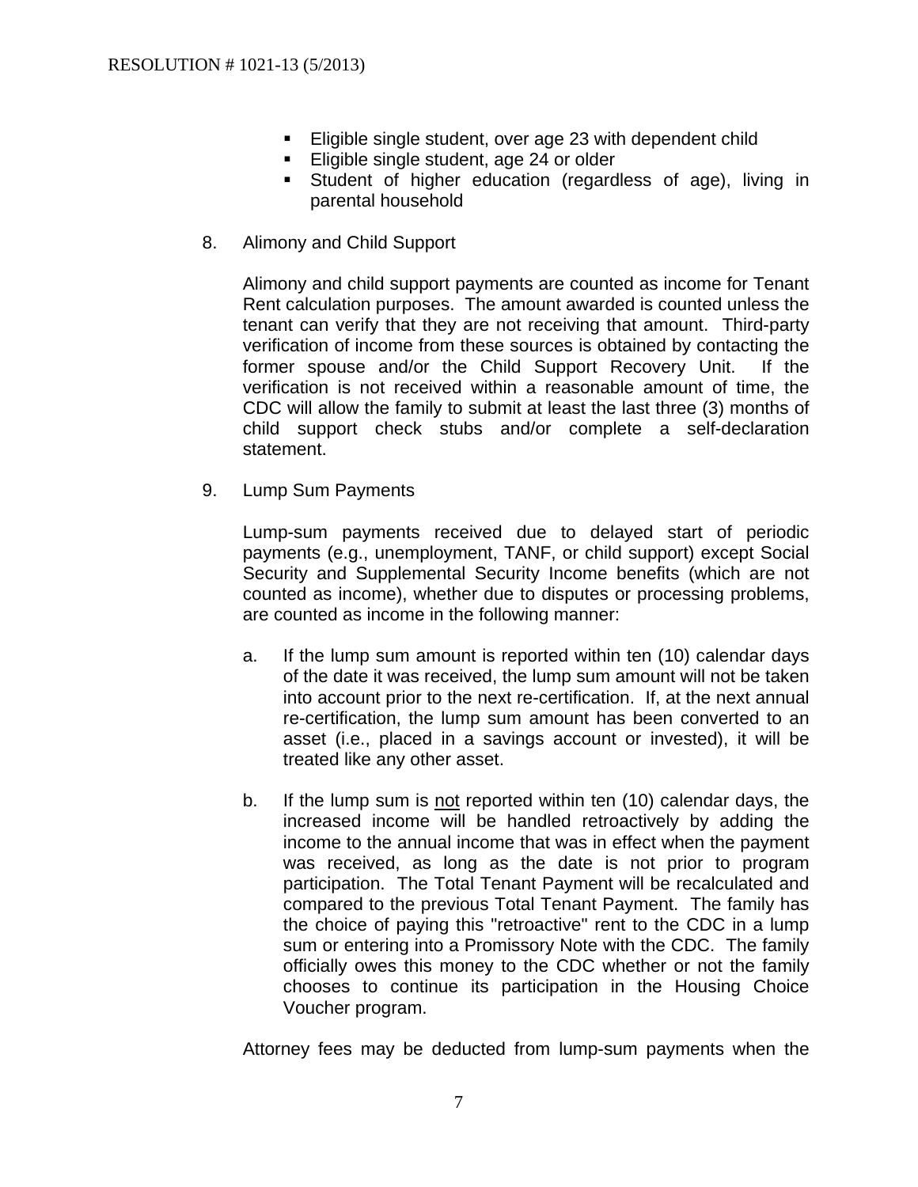- Eligible single student, over age 23 with dependent child
- Eligible single student, age 24 or older
- Student of higher education (regardless of age), living in parental household

8. Alimony and Child Support

   Alimony and child support payments are counted as income for Tenant Rent calculation purposes. The amount awarded is counted unless the tenant can verify that they are not receiving that amount. Third-party verification of income from these sources is obtained by contacting the former spouse and/or the Child Support Recovery Unit. If the verification is not received within a reasonable amount of time, the CDC will allow the family to submit at least the last three (3) months of child support check stubs and/or complete a self-declaration statement.

9. Lump Sum Payments

   Lump-sum payments received due to delayed start of periodic payments (e.g., unemployment, TANF, or child support) except Social Security and Supplemental Security Income benefits (which are not counted as income), whether due to disputes or processing problems, are counted as income in the following manner:

   a. If the lump sum amount is reported within ten (10) calendar days of the date it was received, the lump sum amount will not be taken into account prior to the next re-certification. If, at the next annual re-certification, the lump sum amount has been converted to an asset (i.e., placed in a savings account or invested), it will be treated like any other asset.

   b. If the lump sum is <u>not</u> reported within ten (10) calendar days, the increased income will be handled retroactively by adding the income to the annual income that was in effect when the payment was received, as long as the date is not prior to program participation. The Total Tenant Payment will be recalculated and compared to the previous Total Tenant Payment. The family has the choice of paying this "retroactive" rent to the CDC in a lump sum or entering into a Promissory Note with the CDC. The family officially owes this money to the CDC whether or not the family chooses to continue its participation in the Housing Choice Voucher program.

   Attorney fees may be deducted from lump-sum payments when the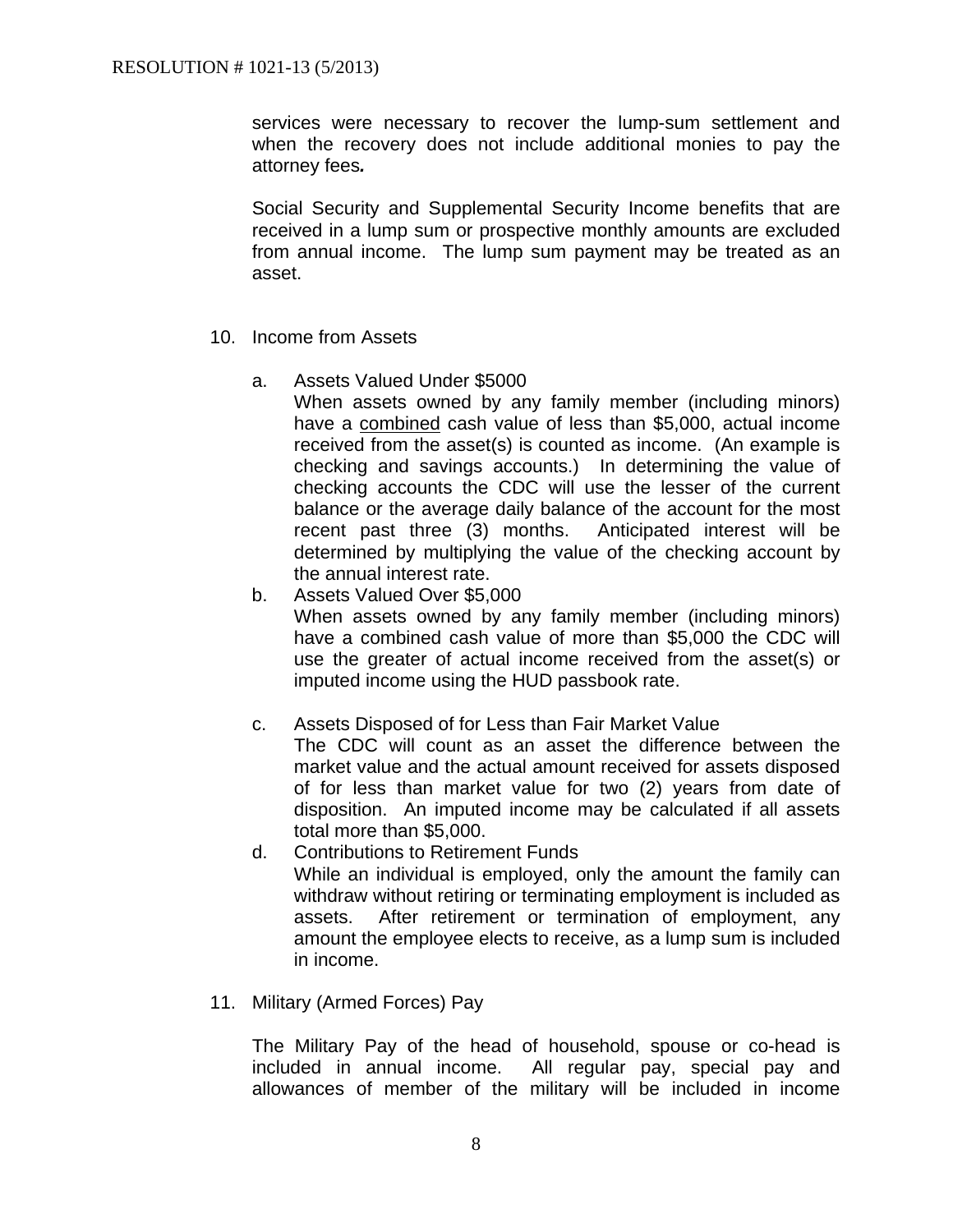services were necessary to recover the lump-sum settlement and when the recovery does not include additional monies to pay the attorney fees*.*

Social Security and Supplemental Security Income benefits that are received in a lump sum or prospective monthly amounts are excluded from annual income. The lump sum payment may be treated as an asset.

10. Income from Assets

    a. Assets Valued Under $5000
       When assets owned by any family member (including minors) have a <u>combined</u> cash value of less than $5,000, actual income received from the asset(s) is counted as income. (An example is checking and savings accounts.) In determining the value of checking accounts the CDC will use the lesser of the current balance or the average daily balance of the account for the most recent past three (3) months. Anticipated interest will be determined by multiplying the value of the checking account by the annual interest rate.
    b. Assets Valued Over $5,000
       When assets owned by any family member (including minors) have a combined cash value of more than $5,000 the CDC will use the greater of actual income received from the asset(s) or imputed income using the HUD passbook rate.

    c. Assets Disposed of for Less than Fair Market Value
       The CDC will count as an asset the difference between the market value and the actual amount received for assets disposed of for less than market value for two (2) years from date of disposition. An imputed income may be calculated if all assets total more than $5,000.
    d. Contributions to Retirement Funds
       While an individual is employed, only the amount the family can withdraw without retiring or terminating employment is included as assets. After retirement or termination of employment, any amount the employee elects to receive, as a lump sum is included in income.

11. Military (Armed Forces) Pay

    The Military Pay of the head of household, spouse or co-head is included in annual income. All regular pay, special pay and allowances of member of the military will be included in income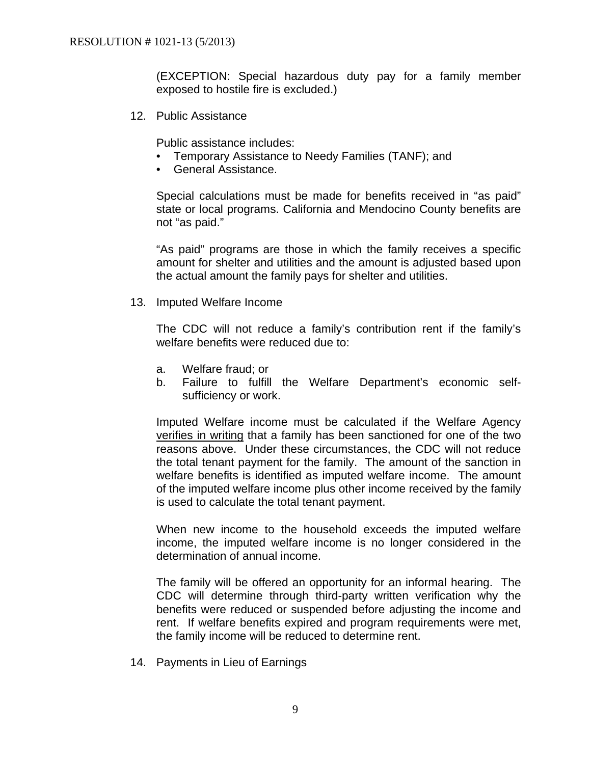(EXCEPTION: Special hazardous duty pay for a family member exposed to hostile fire is excluded.)

12. Public Assistance

    Public assistance includes:
    - Temporary Assistance to Needy Families (TANF); and
    - General Assistance.

    Special calculations must be made for benefits received in "as paid" state or local programs. California and Mendocino County benefits are not "as paid."

    "As paid" programs are those in which the family receives a specific amount for shelter and utilities and the amount is adjusted based upon the actual amount the family pays for shelter and utilities.

13. Imputed Welfare Income

    The CDC will not reduce a family's contribution rent if the family's welfare benefits were reduced due to:

    a. Welfare fraud; or
    b. Failure to fulfill the Welfare Department's economic self-sufficiency or work.

    Imputed Welfare income must be calculated if the Welfare Agency <u>verifies in writing</u> that a family has been sanctioned for one of the two reasons above. Under these circumstances, the CDC will not reduce the total tenant payment for the family. The amount of the sanction in welfare benefits is identified as imputed welfare income. The amount of the imputed welfare income plus other income received by the family is used to calculate the total tenant payment.

    When new income to the household exceeds the imputed welfare income, the imputed welfare income is no longer considered in the determination of annual income.

    The family will be offered an opportunity for an informal hearing. The CDC will determine through third-party written verification why the benefits were reduced or suspended before adjusting the income and rent. If welfare benefits expired and program requirements were met, the family income will be reduced to determine rent.

14. Payments in Lieu of Earnings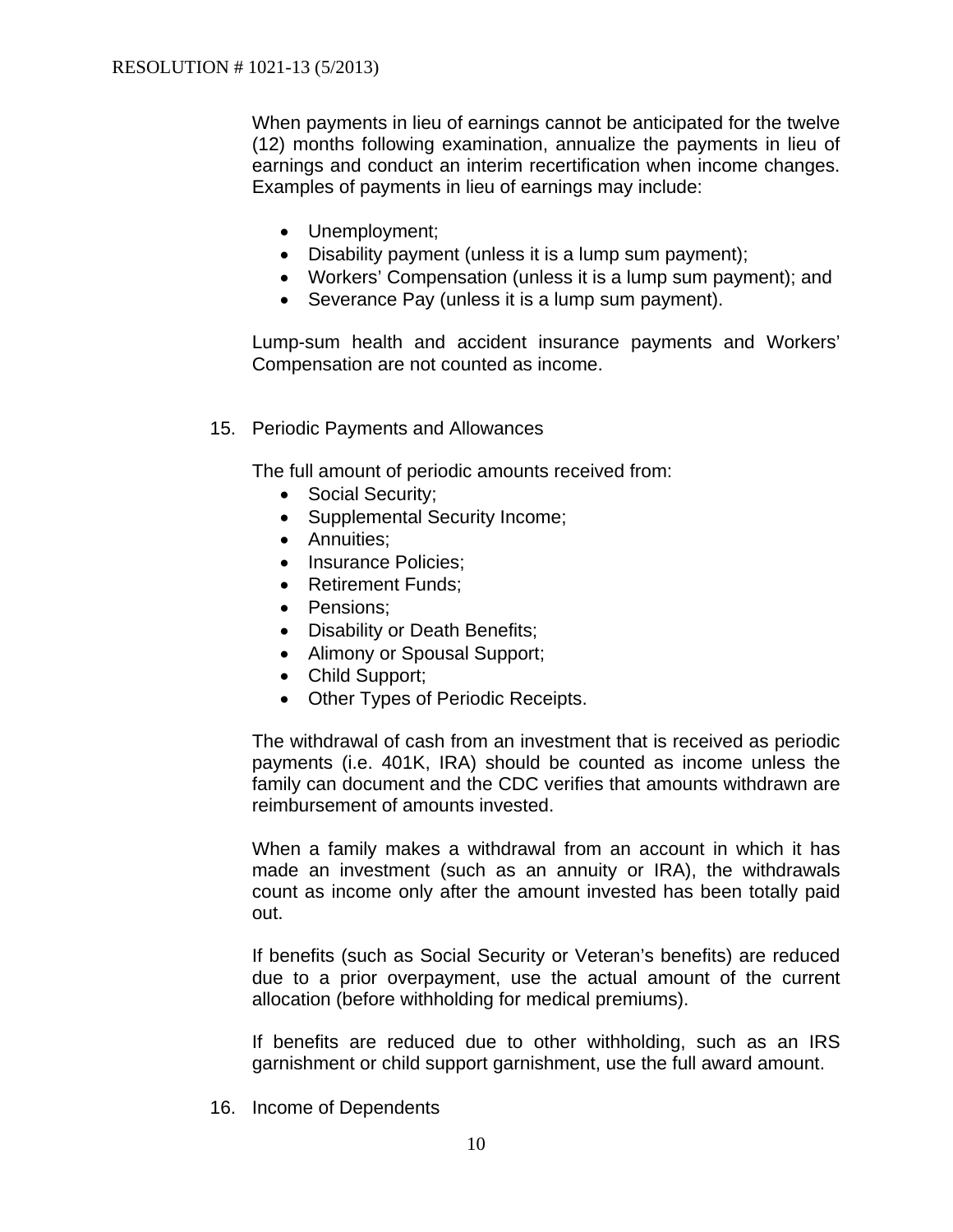When payments in lieu of earnings cannot be anticipated for the twelve (12) months following examination, annualize the payments in lieu of earnings and conduct an interim recertification when income changes. Examples of payments in lieu of earnings may include:

- Unemployment;
- Disability payment (unless it is a lump sum payment);
- Workers' Compensation (unless it is a lump sum payment); and
- Severance Pay (unless it is a lump sum payment).

Lump-sum health and accident insurance payments and Workers' Compensation are not counted as income.

15. Periodic Payments and Allowances

    The full amount of periodic amounts received from:

    - Social Security;
    - Supplemental Security Income;
    - Annuities;
    - Insurance Policies;
    - Retirement Funds;
    - Pensions;
    - Disability or Death Benefits;
    - Alimony or Spousal Support;
    - Child Support;
    - Other Types of Periodic Receipts.

    The withdrawal of cash from an investment that is received as periodic payments (i.e. 401K, IRA) should be counted as income unless the family can document and the CDC verifies that amounts withdrawn are reimbursement of amounts invested.

    When a family makes a withdrawal from an account in which it has made an investment (such as an annuity or IRA), the withdrawals count as income only after the amount invested has been totally paid out.

    If benefits (such as Social Security or Veteran's benefits) are reduced due to a prior overpayment, use the actual amount of the current allocation (before withholding for medical premiums).

    If benefits are reduced due to other withholding, such as an IRS garnishment or child support garnishment, use the full award amount.

16. Income of Dependents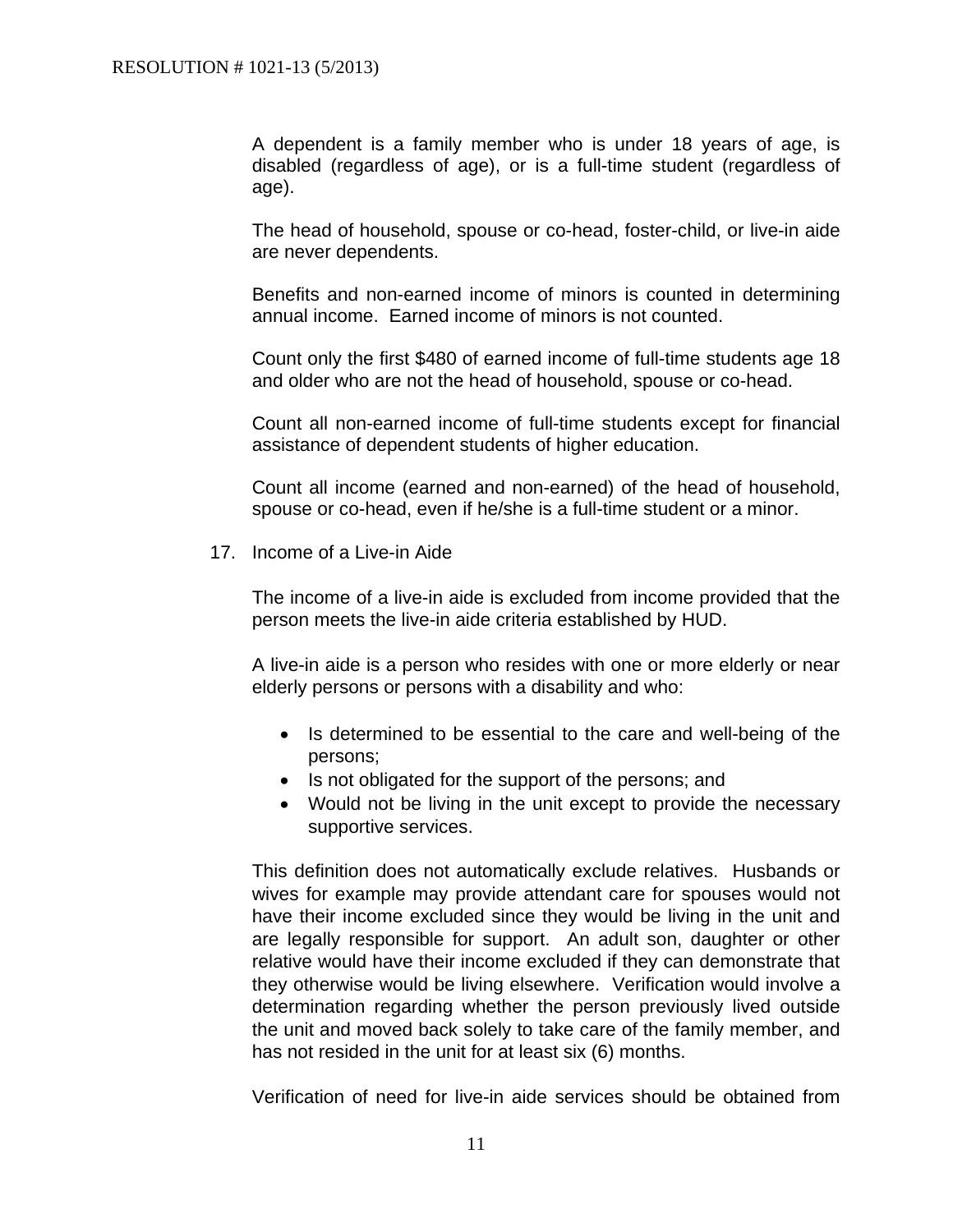A dependent is a family member who is under 18 years of age, is disabled (regardless of age), or is a full-time student (regardless of age).

The head of household, spouse or co-head, foster-child, or live-in aide are never dependents.

Benefits and non-earned income of minors is counted in determining annual income. Earned income of minors is not counted.

Count only the first $480 of earned income of full-time students age 18 and older who are not the head of household, spouse or co-head.

Count all non-earned income of full-time students except for financial assistance of dependent students of higher education.

Count all income (earned and non-earned) of the head of household, spouse or co-head, even if he/she is a full-time student or a minor.

17. Income of a Live-in Aide

The income of a live-in aide is excluded from income provided that the person meets the live-in aide criteria established by HUD.

A live-in aide is a person who resides with one or more elderly or near elderly persons or persons with a disability and who:

- Is determined to be essential to the care and well-being of the persons;
- Is not obligated for the support of the persons; and
- Would not be living in the unit except to provide the necessary supportive services.

This definition does not automatically exclude relatives. Husbands or wives for example may provide attendant care for spouses would not have their income excluded since they would be living in the unit and are legally responsible for support. An adult son, daughter or other relative would have their income excluded if they can demonstrate that they otherwise would be living elsewhere. Verification would involve a determination regarding whether the person previously lived outside the unit and moved back solely to take care of the family member, and has not resided in the unit for at least six (6) months.

Verification of need for live-in aide services should be obtained from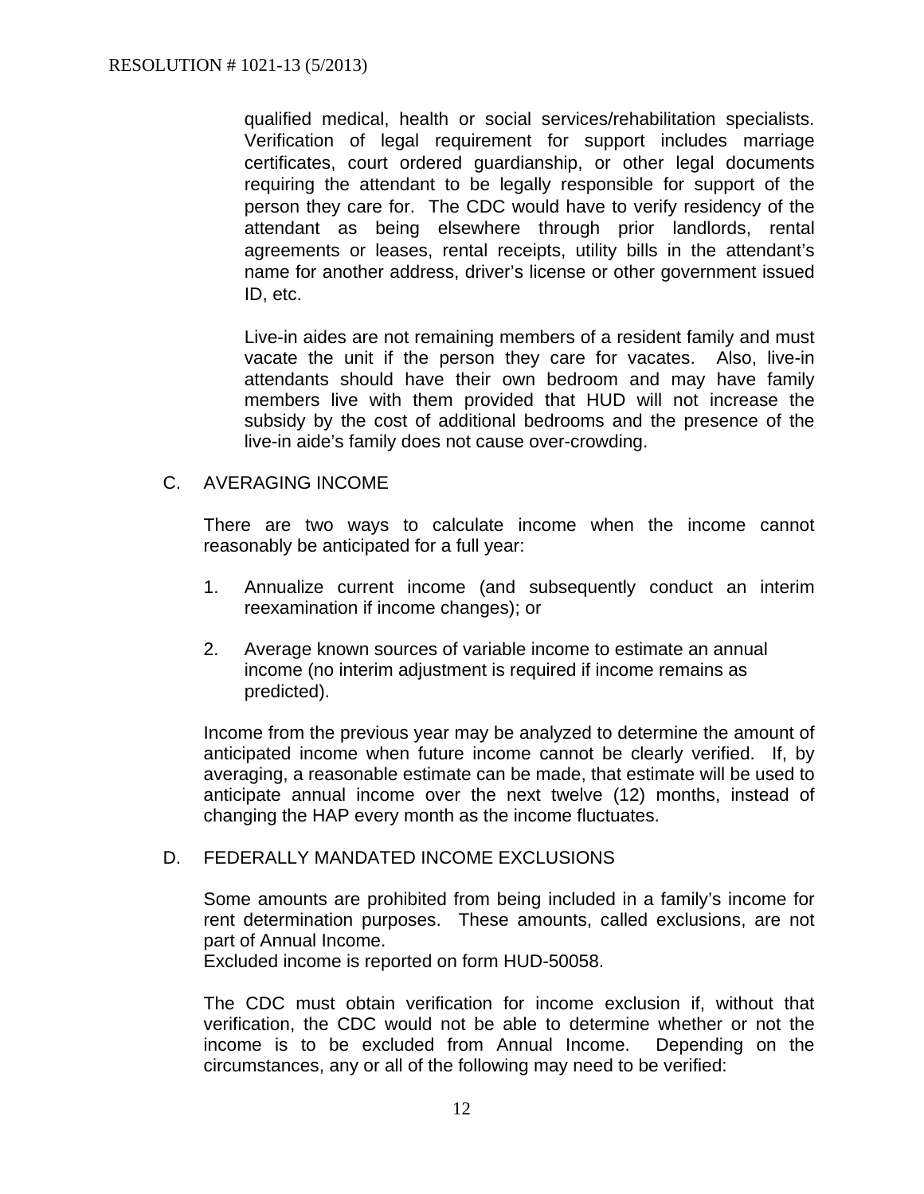qualified medical, health or social services/rehabilitation specialists. Verification of legal requirement for support includes marriage certificates, court ordered guardianship, or other legal documents requiring the attendant to be legally responsible for support of the person they care for. The CDC would have to verify residency of the attendant as being elsewhere through prior landlords, rental agreements or leases, rental receipts, utility bills in the attendant's name for another address, driver's license or other government issued ID, etc.

Live-in aides are not remaining members of a resident family and must vacate the unit if the person they care for vacates. Also, live-in attendants should have their own bedroom and may have family members live with them provided that HUD will not increase the subsidy by the cost of additional bedrooms and the presence of the live-in aide's family does not cause over-crowding.

## C. AVERAGING INCOME

There are two ways to calculate income when the income cannot reasonably be anticipated for a full year:

1. Annualize current income (and subsequently conduct an interim reexamination if income changes); or
2. Average known sources of variable income to estimate an annual income (no interim adjustment is required if income remains as predicted).

Income from the previous year may be analyzed to determine the amount of anticipated income when future income cannot be clearly verified. If, by averaging, a reasonable estimate can be made, that estimate will be used to anticipate annual income over the next twelve (12) months, instead of changing the HAP every month as the income fluctuates.

## D. FEDERALLY MANDATED INCOME EXCLUSIONS

Some amounts are prohibited from being included in a family's income for rent determination purposes. These amounts, called exclusions, are not part of Annual Income.
Excluded income is reported on form HUD-50058.

The CDC must obtain verification for income exclusion if, without that verification, the CDC would not be able to determine whether or not the income is to be excluded from Annual Income. Depending on the circumstances, any or all of the following may need to be verified: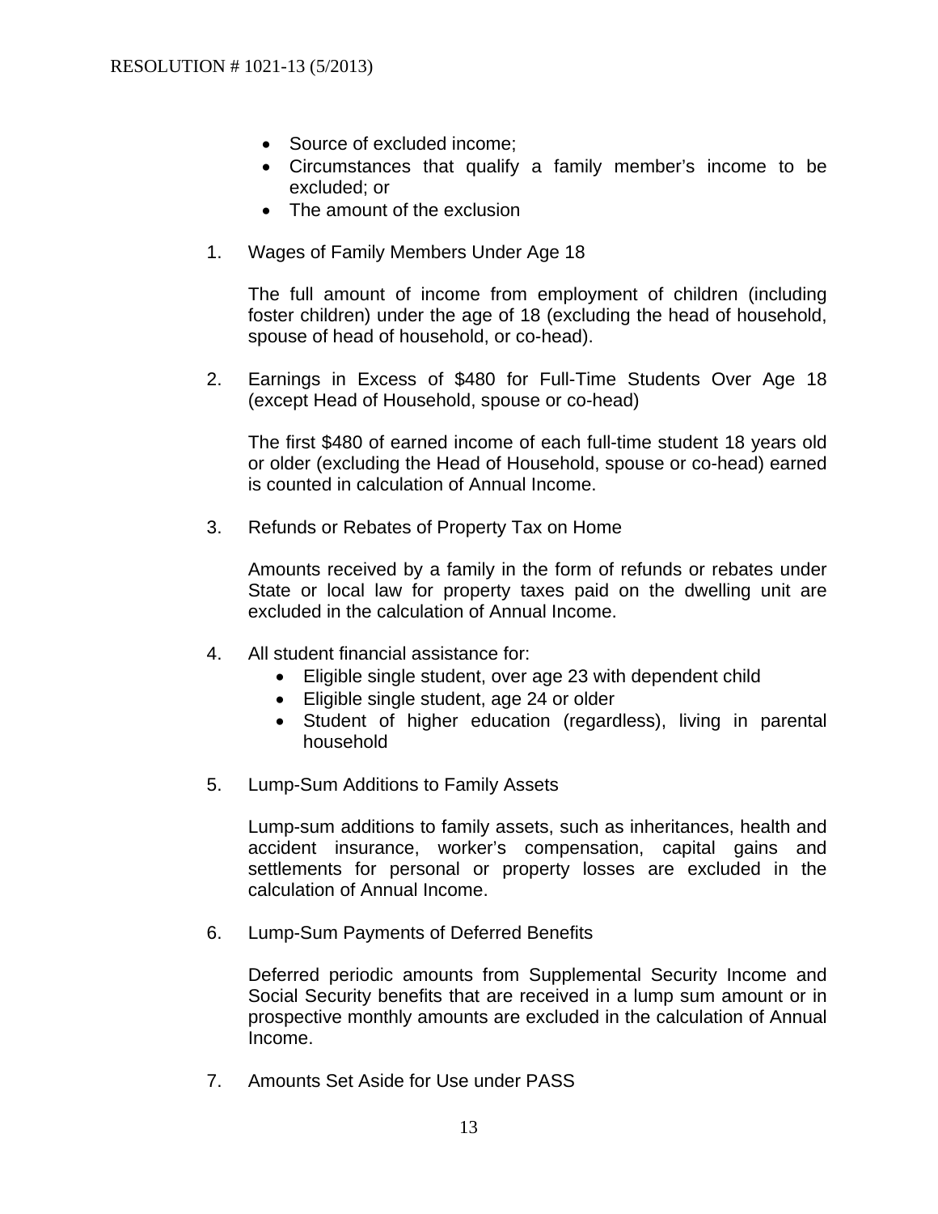- Source of excluded income;
- Circumstances that qualify a family member's income to be excluded; or
- The amount of the exclusion

1. Wages of Family Members Under Age 18

   The full amount of income from employment of children (including foster children) under the age of 18 (excluding the head of household, spouse of head of household, or co-head).

2. Earnings in Excess of $480 for Full-Time Students Over Age 18 (except Head of Household, spouse or co-head)

   The first $480 of earned income of each full-time student 18 years old or older (excluding the Head of Household, spouse or co-head) earned is counted in calculation of Annual Income.

3. Refunds or Rebates of Property Tax on Home

   Amounts received by a family in the form of refunds or rebates under State or local law for property taxes paid on the dwelling unit are excluded in the calculation of Annual Income.

4. All student financial assistance for:
   - Eligible single student, over age 23 with dependent child
   - Eligible single student, age 24 or older
   - Student of higher education (regardless), living in parental household

5. Lump-Sum Additions to Family Assets

   Lump-sum additions to family assets, such as inheritances, health and accident insurance, worker's compensation, capital gains and settlements for personal or property losses are excluded in the calculation of Annual Income.

6. Lump-Sum Payments of Deferred Benefits

   Deferred periodic amounts from Supplemental Security Income and Social Security benefits that are received in a lump sum amount or in prospective monthly amounts are excluded in the calculation of Annual Income.

7. Amounts Set Aside for Use under PASS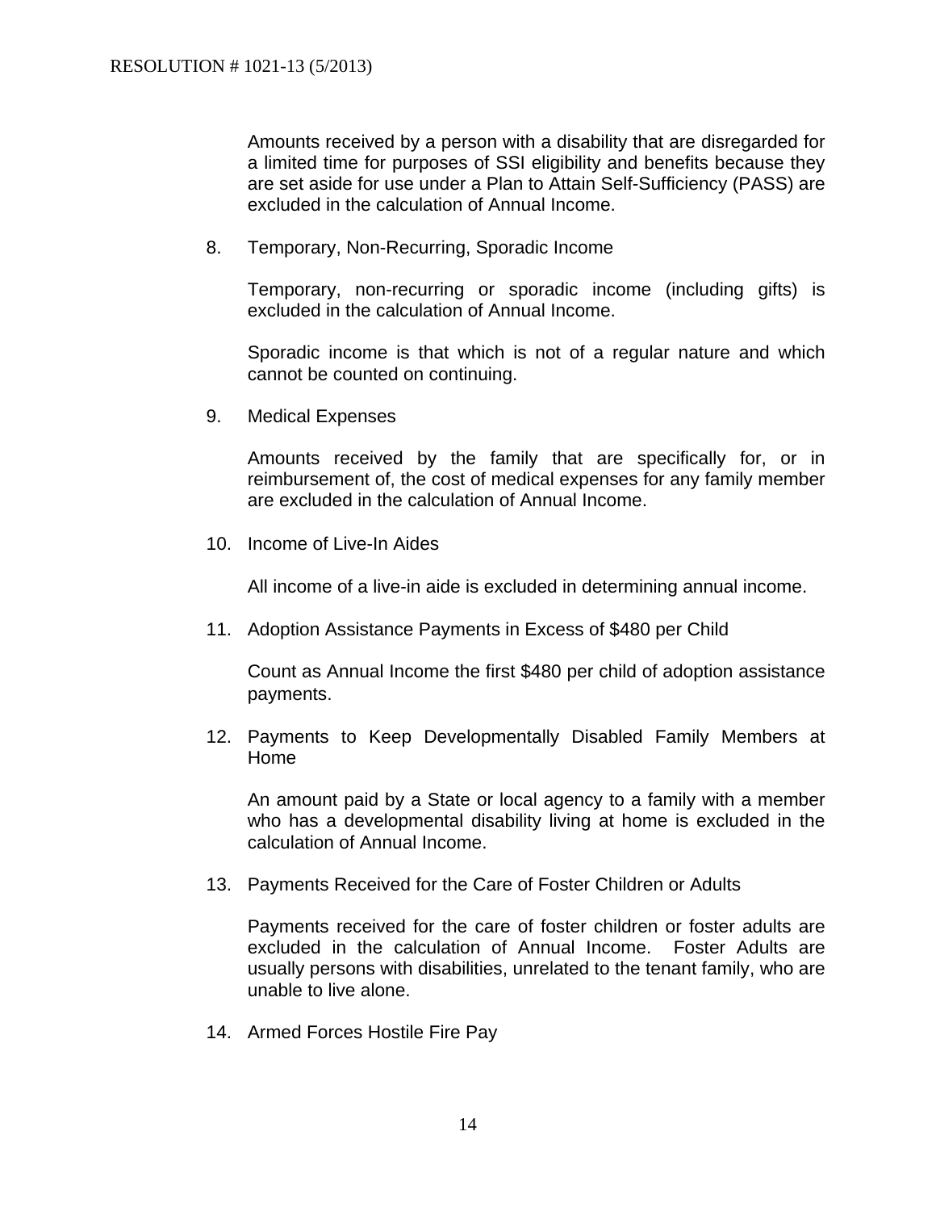Amounts received by a person with a disability that are disregarded for a limited time for purposes of SSI eligibility and benefits because they are set aside for use under a Plan to Attain Self-Sufficiency (PASS) are excluded in the calculation of Annual Income.

8. Temporary, Non-Recurring, Sporadic Income

   Temporary, non-recurring or sporadic income (including gifts) is excluded in the calculation of Annual Income.

   Sporadic income is that which is not of a regular nature and which cannot be counted on continuing.

9. Medical Expenses

   Amounts received by the family that are specifically for, or in reimbursement of, the cost of medical expenses for any family member are excluded in the calculation of Annual Income.

10. Income of Live-In Aides

    All income of a live-in aide is excluded in determining annual income.

11. Adoption Assistance Payments in Excess of $480 per Child

    Count as Annual Income the first $480 per child of adoption assistance payments.

12. Payments to Keep Developmentally Disabled Family Members at Home

    An amount paid by a State or local agency to a family with a member who has a developmental disability living at home is excluded in the calculation of Annual Income.

13. Payments Received for the Care of Foster Children or Adults

    Payments received for the care of foster children or foster adults are excluded in the calculation of Annual Income. Foster Adults are usually persons with disabilities, unrelated to the tenant family, who are unable to live alone.

14. Armed Forces Hostile Fire Pay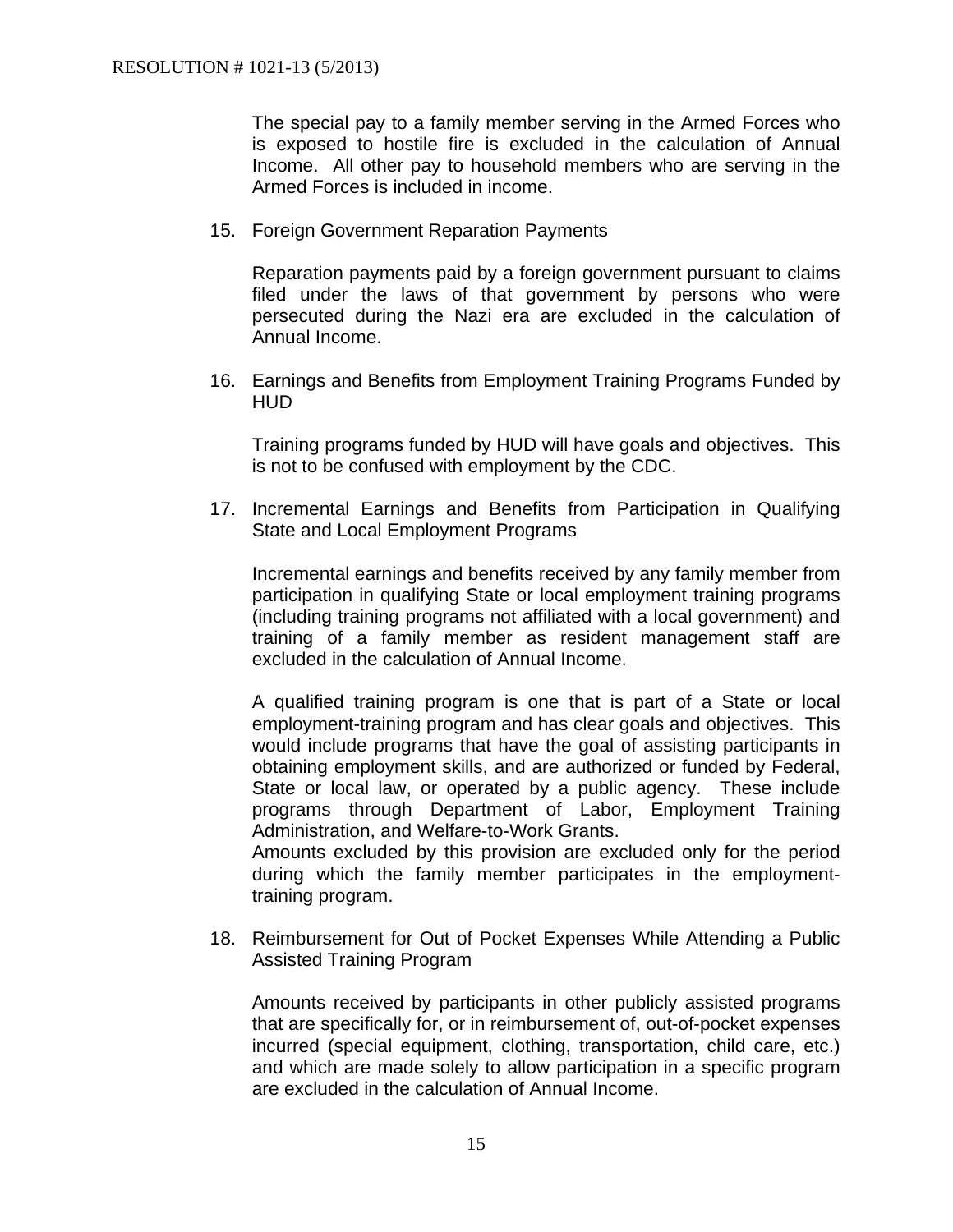The special pay to a family member serving in the Armed Forces who is exposed to hostile fire is excluded in the calculation of Annual Income. All other pay to household members who are serving in the Armed Forces is included in income.

15. Foreign Government Reparation Payments

    Reparation payments paid by a foreign government pursuant to claims filed under the laws of that government by persons who were persecuted during the Nazi era are excluded in the calculation of Annual Income.

16. Earnings and Benefits from Employment Training Programs Funded by HUD

    Training programs funded by HUD will have goals and objectives. This is not to be confused with employment by the CDC.

17. Incremental Earnings and Benefits from Participation in Qualifying State and Local Employment Programs

    Incremental earnings and benefits received by any family member from participation in qualifying State or local employment training programs (including training programs not affiliated with a local government) and training of a family member as resident management staff are excluded in the calculation of Annual Income.

    A qualified training program is one that is part of a State or local employment-training program and has clear goals and objectives. This would include programs that have the goal of assisting participants in obtaining employment skills, and are authorized or funded by Federal, State or local law, or operated by a public agency. These include programs through Department of Labor, Employment Training Administration, and Welfare-to-Work Grants.
    Amounts excluded by this provision are excluded only for the period during which the family member participates in the employment-training program.

18. Reimbursement for Out of Pocket Expenses While Attending a Public Assisted Training Program

    Amounts received by participants in other publicly assisted programs that are specifically for, or in reimbursement of, out-of-pocket expenses incurred (special equipment, clothing, transportation, child care, etc.) and which are made solely to allow participation in a specific program are excluded in the calculation of Annual Income.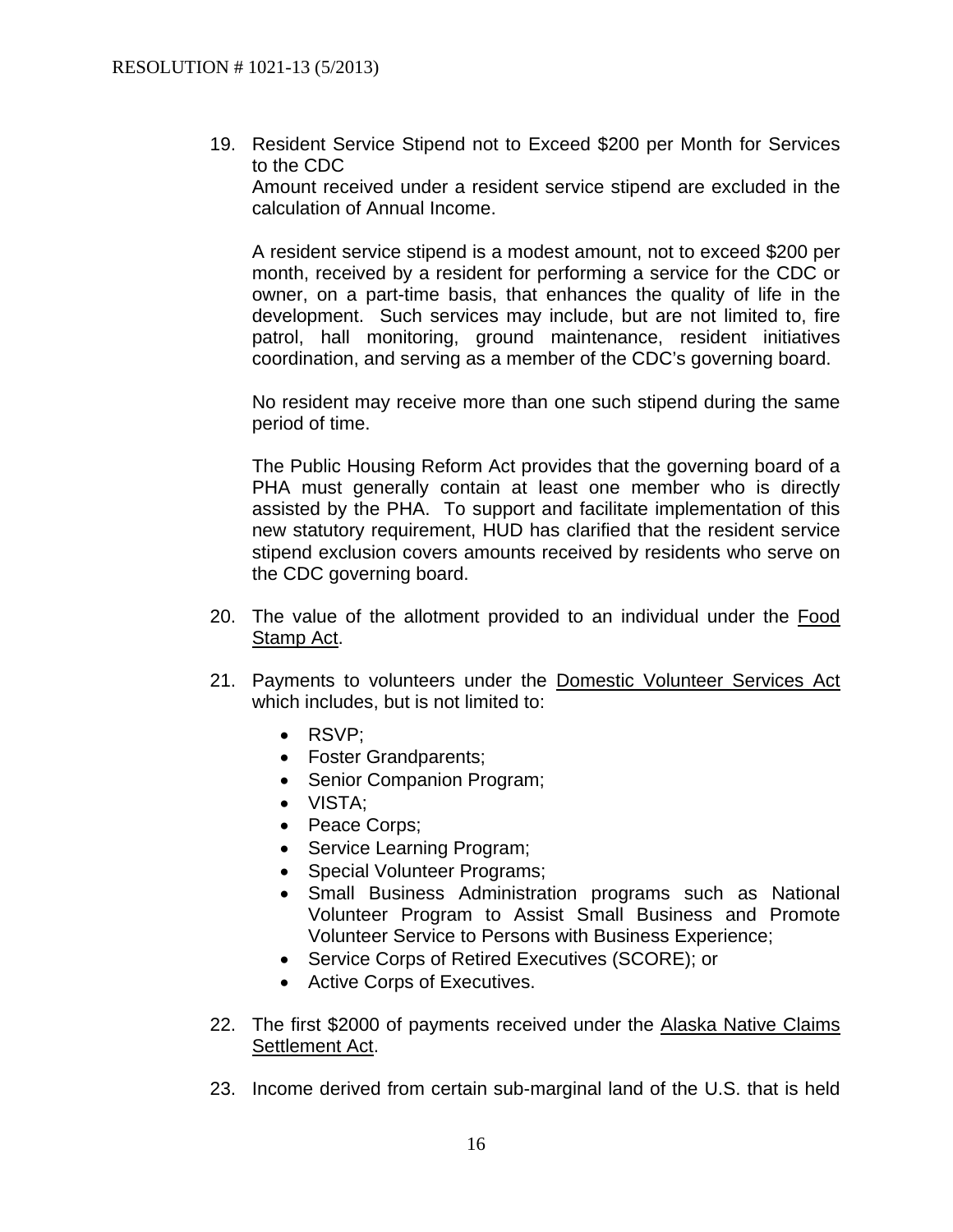19. Resident Service Stipend not to Exceed $200 per Month for Services to the CDC
    Amount received under a resident service stipend are excluded in the calculation of Annual Income.

    A resident service stipend is a modest amount, not to exceed $200 per month, received by a resident for performing a service for the CDC or owner, on a part-time basis, that enhances the quality of life in the development. Such services may include, but are not limited to, fire patrol, hall monitoring, ground maintenance, resident initiatives coordination, and serving as a member of the CDC's governing board.

    No resident may receive more than one such stipend during the same period of time.

    The Public Housing Reform Act provides that the governing board of a PHA must generally contain at least one member who is directly assisted by the PHA. To support and facilitate implementation of this new statutory requirement, HUD has clarified that the resident service stipend exclusion covers amounts received by residents who serve on the CDC governing board.

20. The value of the allotment provided to an individual under the Food Stamp Act.

21. Payments to volunteers under the Domestic Volunteer Services Act which includes, but is not limited to:

    - RSVP;
    - Foster Grandparents;
    - Senior Companion Program;
    - VISTA;
    - Peace Corps;
    - Service Learning Program;
    - Special Volunteer Programs;
    - Small Business Administration programs such as National Volunteer Program to Assist Small Business and Promote Volunteer Service to Persons with Business Experience;
    - Service Corps of Retired Executives (SCORE); or
    - Active Corps of Executives.

22. The first $2000 of payments received under the Alaska Native Claims Settlement Act.

23. Income derived from certain sub-marginal land of the U.S. that is held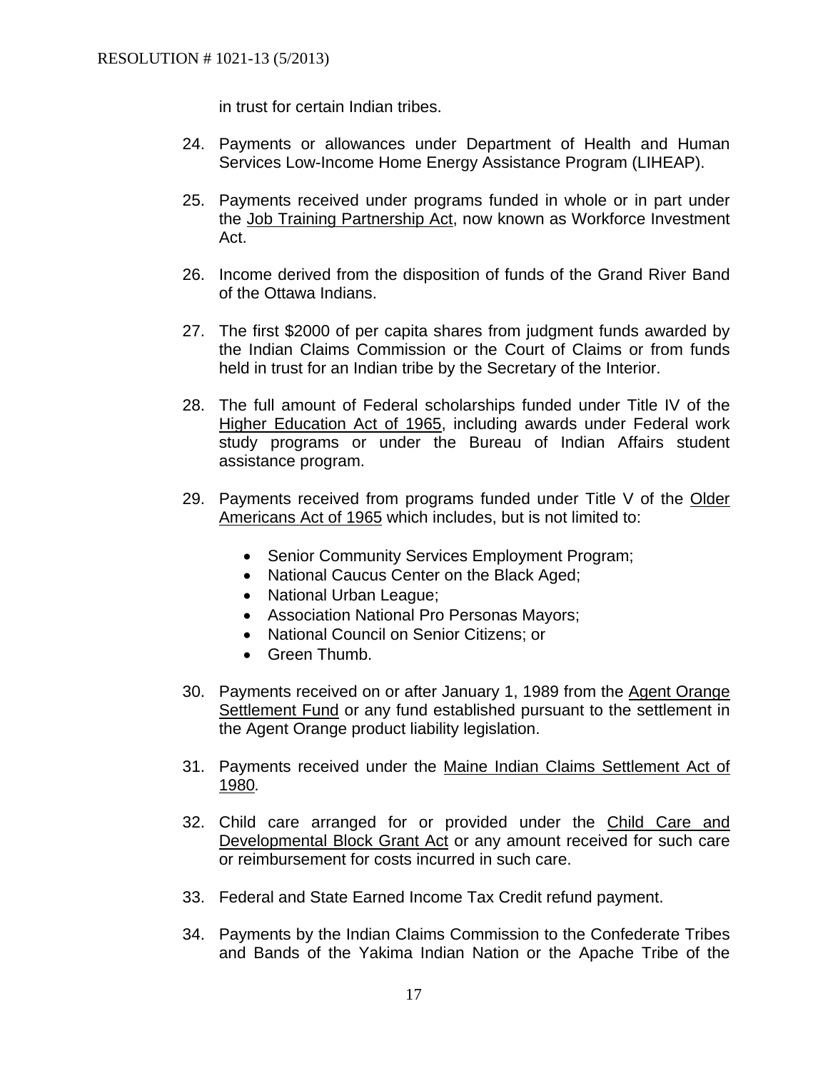in trust for certain Indian tribes.

24. Payments or allowances under Department of Health and Human Services Low-Income Home Energy Assistance Program (LIHEAP).

25. Payments received under programs funded in whole or in part under the Job Training Partnership Act, now known as Workforce Investment Act.

26. Income derived from the disposition of funds of the Grand River Band of the Ottawa Indians.

27. The first $2000 of per capita shares from judgment funds awarded by the Indian Claims Commission or the Court of Claims or from funds held in trust for an Indian tribe by the Secretary of the Interior.

28. The full amount of Federal scholarships funded under Title IV of the Higher Education Act of 1965, including awards under Federal work study programs or under the Bureau of Indian Affairs student assistance program.

29. Payments received from programs funded under Title V of the Older Americans Act of 1965 which includes, but is not limited to:

    - Senior Community Services Employment Program;
    - National Caucus Center on the Black Aged;
    - National Urban League;
    - Association National Pro Personas Mayors;
    - National Council on Senior Citizens; or
    - Green Thumb.

30. Payments received on or after January 1, 1989 from the Agent Orange Settlement Fund or any fund established pursuant to the settlement in the Agent Orange product liability legislation.

31. Payments received under the Maine Indian Claims Settlement Act of 1980.

32. Child care arranged for or provided under the Child Care and Developmental Block Grant Act or any amount received for such care or reimbursement for costs incurred in such care.

33. Federal and State Earned Income Tax Credit refund payment.

34. Payments by the Indian Claims Commission to the Confederate Tribes and Bands of the Yakima Indian Nation or the Apache Tribe of the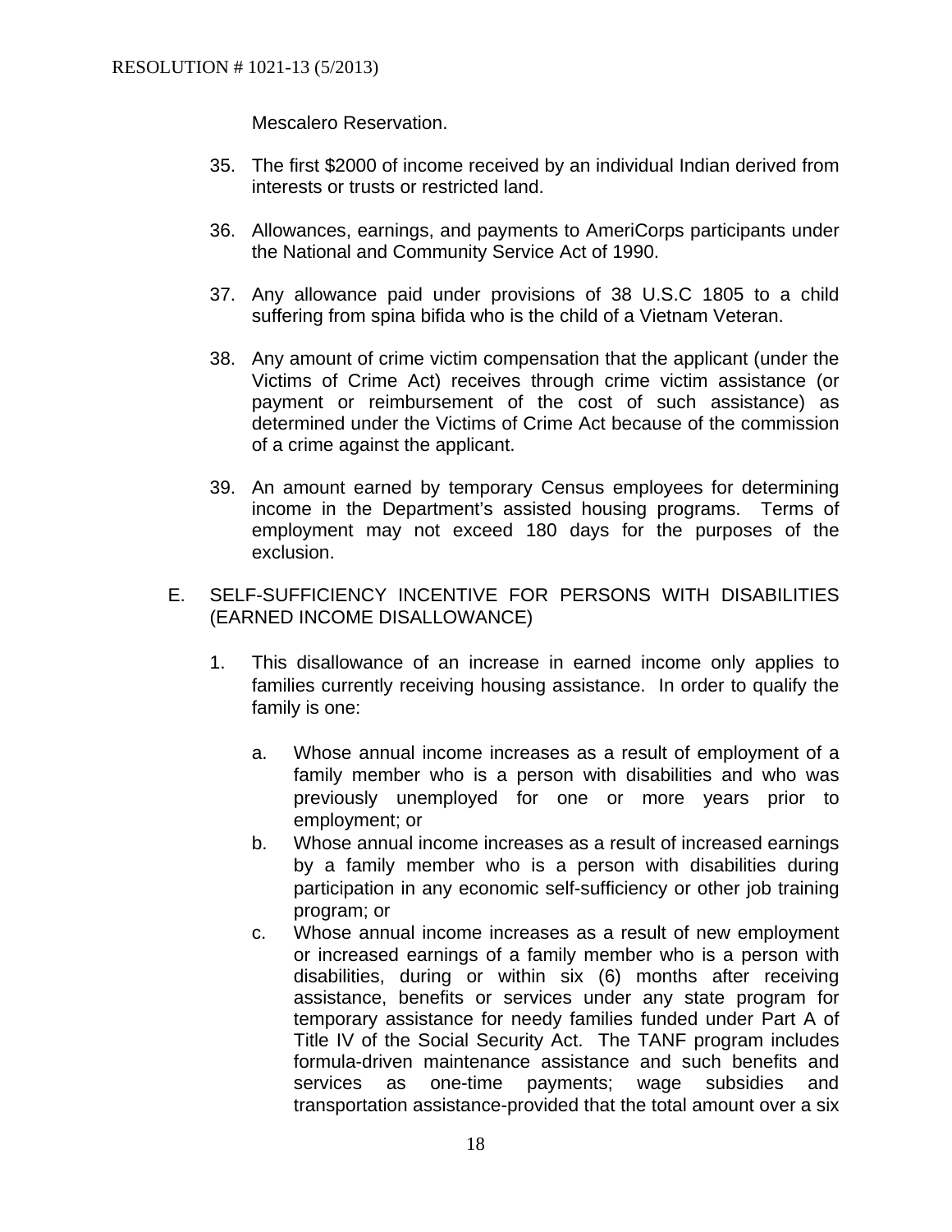Mescalero Reservation.

35. The first $2000 of income received by an individual Indian derived from interests or trusts or restricted land.

36. Allowances, earnings, and payments to AmeriCorps participants under the National and Community Service Act of 1990.

37. Any allowance paid under provisions of 38 U.S.C 1805 to a child suffering from spina bifida who is the child of a Vietnam Veteran.

38. Any amount of crime victim compensation that the applicant (under the Victims of Crime Act) receives through crime victim assistance (or payment or reimbursement of the cost of such assistance) as determined under the Victims of Crime Act because of the commission of a crime against the applicant.

39. An amount earned by temporary Census employees for determining income in the Department's assisted housing programs. Terms of employment may not exceed 180 days for the purposes of the exclusion.

E. SELF-SUFFICIENCY INCENTIVE FOR PERSONS WITH DISABILITIES (EARNED INCOME DISALLOWANCE)

1. This disallowance of an increase in earned income only applies to families currently receiving housing assistance. In order to qualify the family is one:

   a. Whose annual income increases as a result of employment of a family member who is a person with disabilities and who was previously unemployed for one or more years prior to employment; or
   b. Whose annual income increases as a result of increased earnings by a family member who is a person with disabilities during participation in any economic self-sufficiency or other job training program; or
   c. Whose annual income increases as a result of new employment or increased earnings of a family member who is a person with disabilities, during or within six (6) months after receiving assistance, benefits or services under any state program for temporary assistance for needy families funded under Part A of Title IV of the Social Security Act. The TANF program includes formula-driven maintenance assistance and such benefits and services as one-time payments; wage subsidies and transportation assistance-provided that the total amount over a six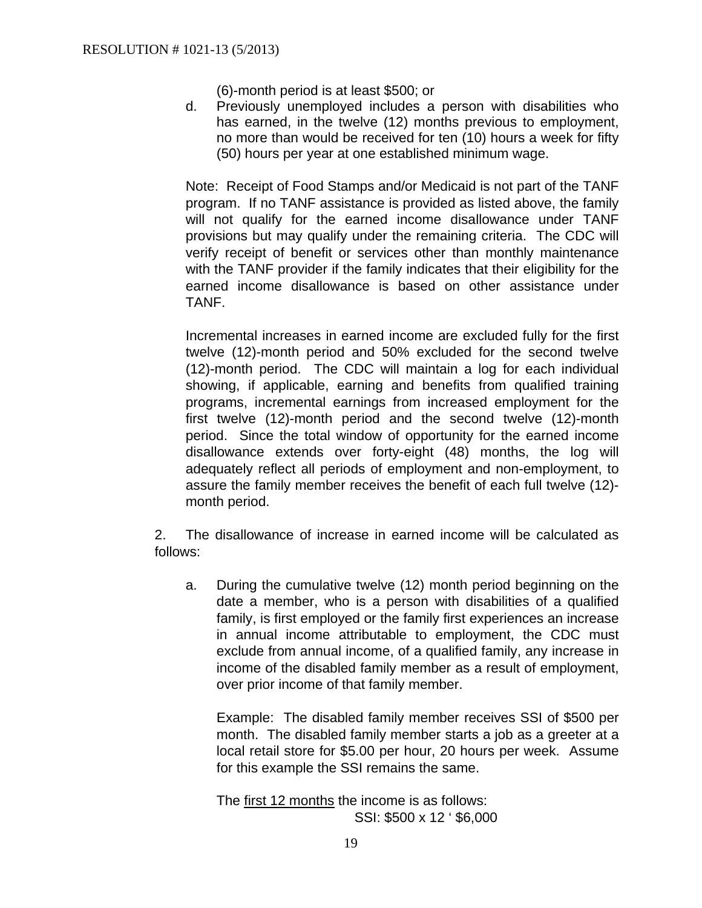(6)-month period is at least $500; or

d. Previously unemployed includes a person with disabilities who has earned, in the twelve (12) months previous to employment, no more than would be received for ten (10) hours a week for fifty (50) hours per year at one established minimum wage.

Note: Receipt of Food Stamps and/or Medicaid is not part of the TANF program. If no TANF assistance is provided as listed above, the family will not qualify for the earned income disallowance under TANF provisions but may qualify under the remaining criteria. The CDC will verify receipt of benefit or services other than monthly maintenance with the TANF provider if the family indicates that their eligibility for the earned income disallowance is based on other assistance under TANF.

Incremental increases in earned income are excluded fully for the first twelve (12)-month period and 50% excluded for the second twelve (12)-month period. The CDC will maintain a log for each individual showing, if applicable, earning and benefits from qualified training programs, incremental earnings from increased employment for the first twelve (12)-month period and the second twelve (12)-month period. Since the total window of opportunity for the earned income disallowance extends over forty-eight (48) months, the log will adequately reflect all periods of employment and non-employment, to assure the family member receives the benefit of each full twelve (12)-month period.

2. The disallowance of increase in earned income will be calculated as follows:

a. During the cumulative twelve (12) month period beginning on the date a member, who is a person with disabilities of a qualified family, is first employed or the family first experiences an increase in annual income attributable to employment, the CDC must exclude from annual income, of a qualified family, any increase in income of the disabled family member as a result of employment, over prior income of that family member.

Example: The disabled family member receives SSI of $500 per month. The disabled family member starts a job as a greeter at a local retail store for $5.00 per hour, 20 hours per week. Assume for this example the SSI remains the same.

The first 12 months the income is as follows:

SSI: $500 x 12 ‘ $6,000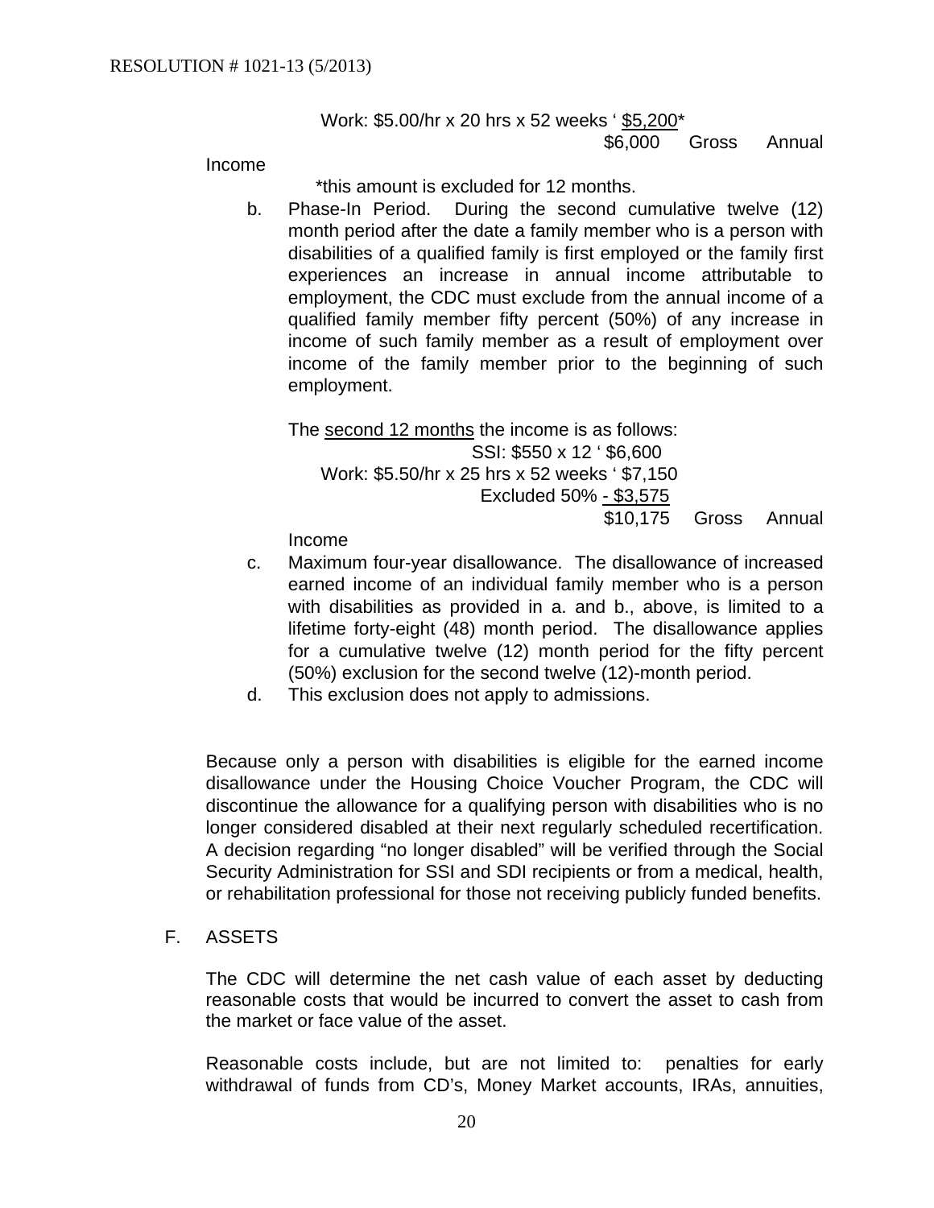Work: $5.00/hr x 20 hrs x 52 weeks ‘ $5,200*
$6,000 Gross Annual Income

*this amount is excluded for 12 months.

b. Phase-In Period. During the second cumulative twelve (12) month period after the date a family member who is a person with disabilities of a qualified family is first employed or the family first experiences an increase in annual income attributable to employment, the CDC must exclude from the annual income of a qualified family member fifty percent (50%) of any increase in income of such family member as a result of employment over income of the family member prior to the beginning of such employment.

The second 12 months the income is as follows:
SSI: $550 x 12 ‘ $6,600
Work: $5.50/hr x 25 hrs x 52 weeks ‘ $7,150
Excluded 50% - $3,575
$10,175 Gross Annual Income

c. Maximum four-year disallowance. The disallowance of increased earned income of an individual family member who is a person with disabilities as provided in a. and b., above, is limited to a lifetime forty-eight (48) month period. The disallowance applies for a cumulative twelve (12) month period for the fifty percent (50%) exclusion for the second twelve (12)-month period.

d. This exclusion does not apply to admissions.

Because only a person with disabilities is eligible for the earned income disallowance under the Housing Choice Voucher Program, the CDC will discontinue the allowance for a qualifying person with disabilities who is no longer considered disabled at their next regularly scheduled recertification. A decision regarding “no longer disabled” will be verified through the Social Security Administration for SSI and SDI recipients or from a medical, health, or rehabilitation professional for those not receiving publicly funded benefits.

F. ASSETS

The CDC will determine the net cash value of each asset by deducting reasonable costs that would be incurred to convert the asset to cash from the market or face value of the asset.

Reasonable costs include, but are not limited to: penalties for early withdrawal of funds from CD’s, Money Market accounts, IRAs, annuities,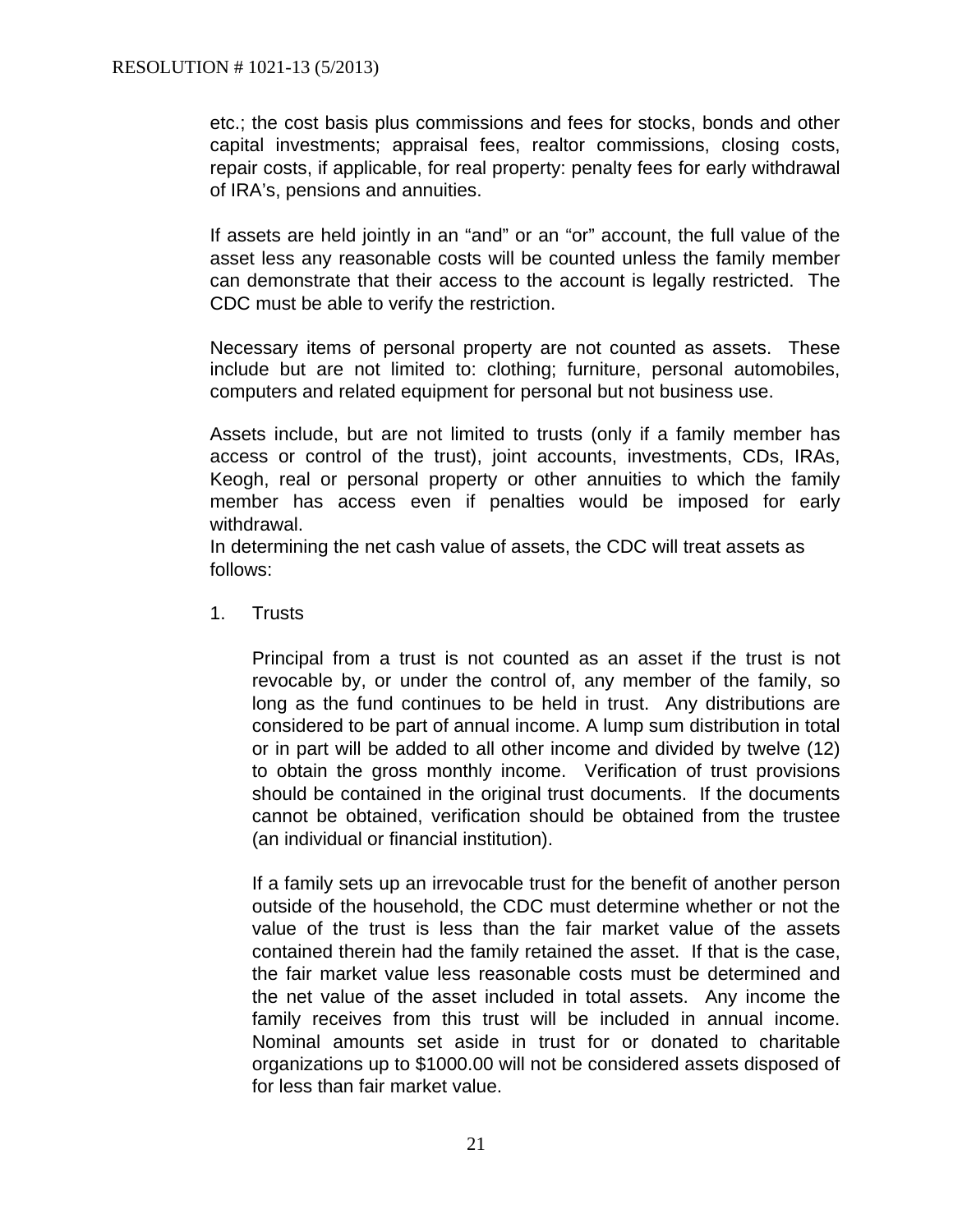etc.; the cost basis plus commissions and fees for stocks, bonds and other capital investments; appraisal fees, realtor commissions, closing costs, repair costs, if applicable, for real property: penalty fees for early withdrawal of IRA's, pensions and annuities.

If assets are held jointly in an "and" or an "or" account, the full value of the asset less any reasonable costs will be counted unless the family member can demonstrate that their access to the account is legally restricted. The CDC must be able to verify the restriction.

Necessary items of personal property are not counted as assets. These include but are not limited to: clothing; furniture, personal automobiles, computers and related equipment for personal but not business use.

Assets include, but are not limited to trusts (only if a family member has access or control of the trust), joint accounts, investments, CDs, IRAs, Keogh, real or personal property or other annuities to which the family member has access even if penalties would be imposed for early withdrawal.

In determining the net cash value of assets, the CDC will treat assets as follows:

1. Trusts

   Principal from a trust is not counted as an asset if the trust is not revocable by, or under the control of, any member of the family, so long as the fund continues to be held in trust. Any distributions are considered to be part of annual income. A lump sum distribution in total or in part will be added to all other income and divided by twelve (12) to obtain the gross monthly income. Verification of trust provisions should be contained in the original trust documents. If the documents cannot be obtained, verification should be obtained from the trustee (an individual or financial institution).

   If a family sets up an irrevocable trust for the benefit of another person outside of the household, the CDC must determine whether or not the value of the trust is less than the fair market value of the assets contained therein had the family retained the asset. If that is the case, the fair market value less reasonable costs must be determined and the net value of the asset included in total assets. Any income the family receives from this trust will be included in annual income. Nominal amounts set aside in trust for or donated to charitable organizations up to $1000.00 will not be considered assets disposed of for less than fair market value.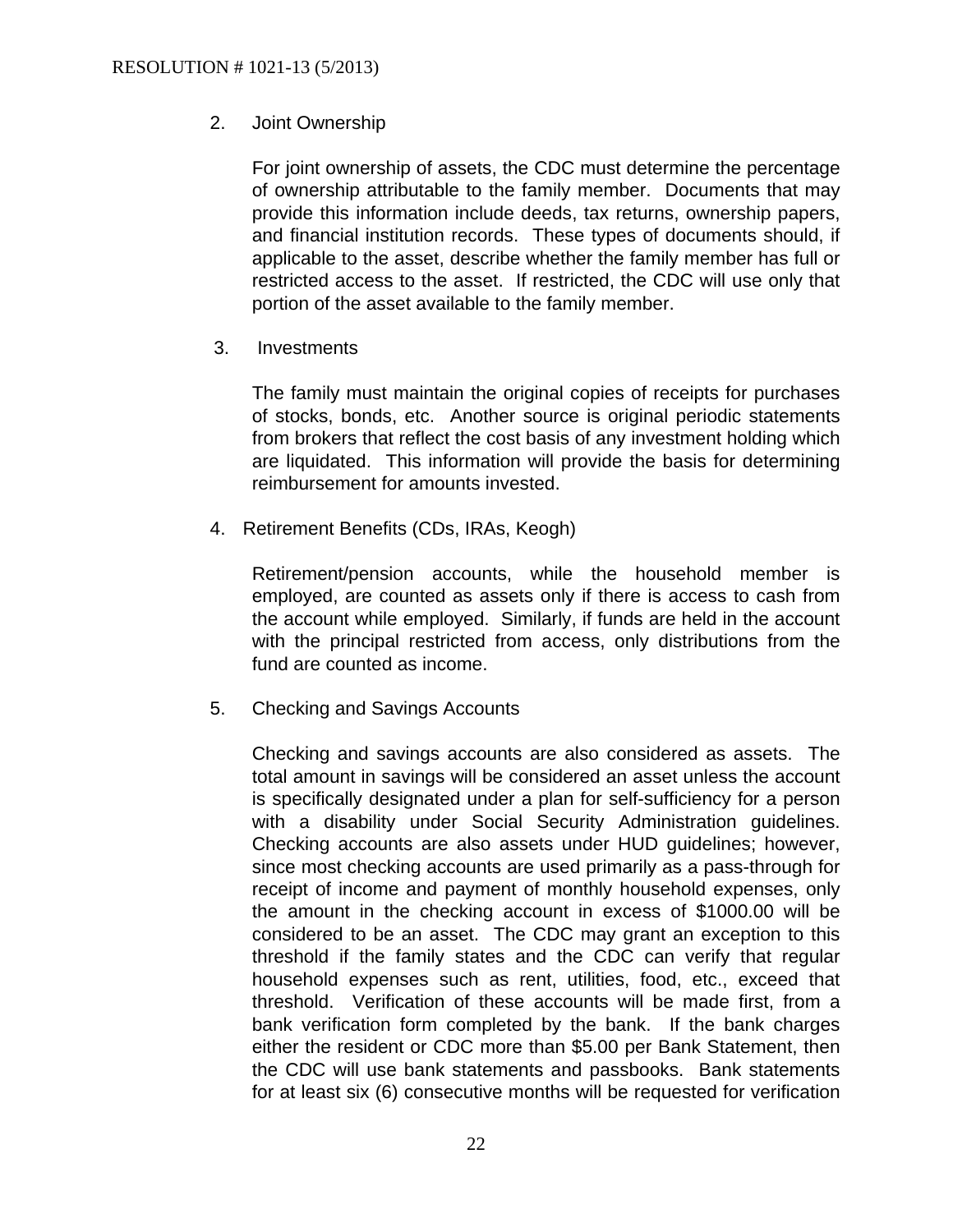2. Joint Ownership

For joint ownership of assets, the CDC must determine the percentage of ownership attributable to the family member. Documents that may provide this information include deeds, tax returns, ownership papers, and financial institution records. These types of documents should, if applicable to the asset, describe whether the family member has full or restricted access to the asset. If restricted, the CDC will use only that portion of the asset available to the family member.

3. Investments

The family must maintain the original copies of receipts for purchases of stocks, bonds, etc. Another source is original periodic statements from brokers that reflect the cost basis of any investment holding which are liquidated. This information will provide the basis for determining reimbursement for amounts invested.

4. Retirement Benefits (CDs, IRAs, Keogh)

Retirement/pension accounts, while the household member is employed, are counted as assets only if there is access to cash from the account while employed. Similarly, if funds are held in the account with the principal restricted from access, only distributions from the fund are counted as income.

5. Checking and Savings Accounts

Checking and savings accounts are also considered as assets. The total amount in savings will be considered an asset unless the account is specifically designated under a plan for self-sufficiency for a person with a disability under Social Security Administration guidelines. Checking accounts are also assets under HUD guidelines; however, since most checking accounts are used primarily as a pass-through for receipt of income and payment of monthly household expenses, only the amount in the checking account in excess of $1000.00 will be considered to be an asset. The CDC may grant an exception to this threshold if the family states and the CDC can verify that regular household expenses such as rent, utilities, food, etc., exceed that threshold. Verification of these accounts will be made first, from a bank verification form completed by the bank. If the bank charges either the resident or CDC more than $5.00 per Bank Statement, then the CDC will use bank statements and passbooks. Bank statements for at least six (6) consecutive months will be requested for verification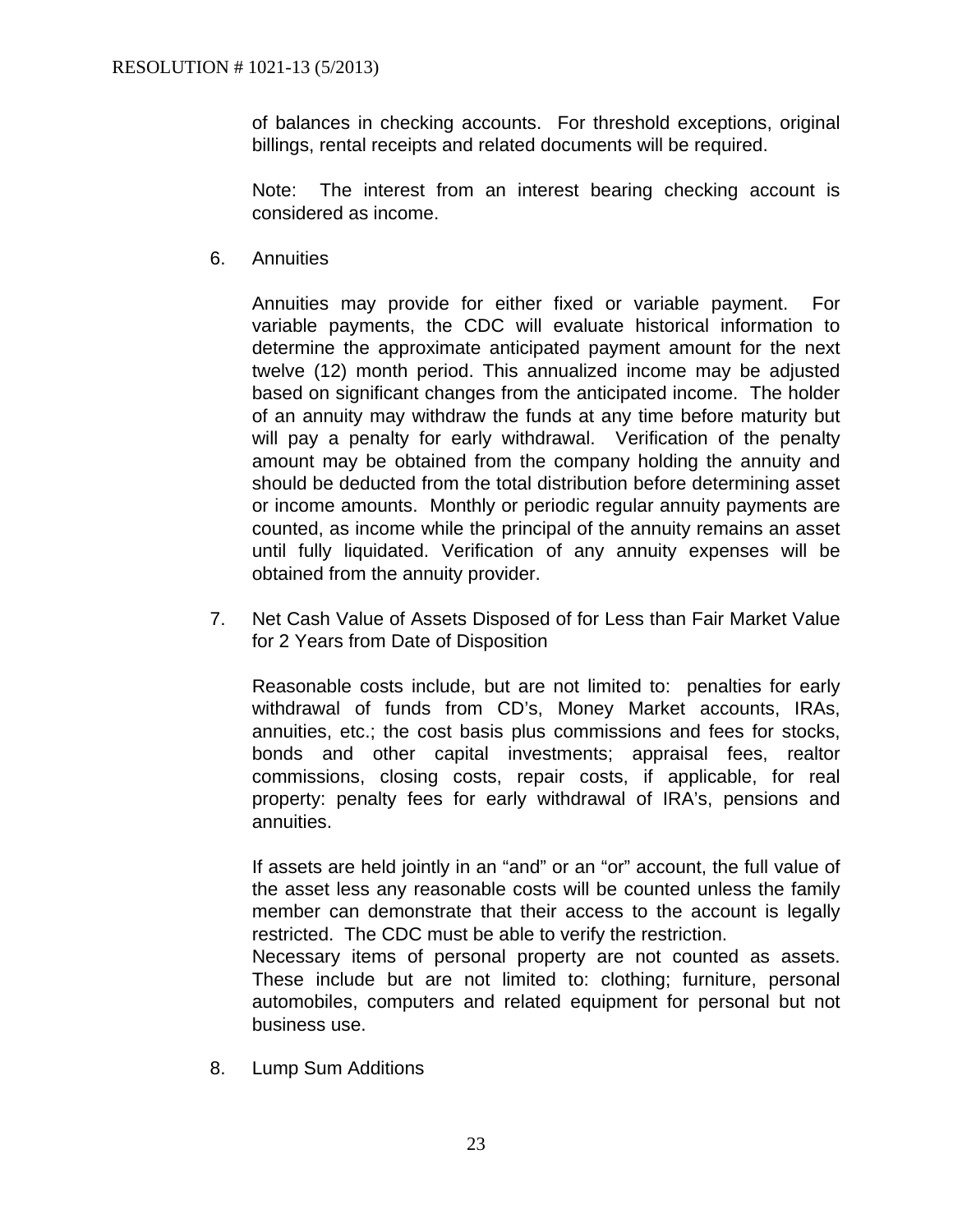of balances in checking accounts. For threshold exceptions, original billings, rental receipts and related documents will be required.

Note: The interest from an interest bearing checking account is considered as income.

6. Annuities

   Annuities may provide for either fixed or variable payment. For variable payments, the CDC will evaluate historical information to determine the approximate anticipated payment amount for the next twelve (12) month period. This annualized income may be adjusted based on significant changes from the anticipated income. The holder of an annuity may withdraw the funds at any time before maturity but will pay a penalty for early withdrawal. Verification of the penalty amount may be obtained from the company holding the annuity and should be deducted from the total distribution before determining asset or income amounts. Monthly or periodic regular annuity payments are counted, as income while the principal of the annuity remains an asset until fully liquidated. Verification of any annuity expenses will be obtained from the annuity provider.

7. Net Cash Value of Assets Disposed of for Less than Fair Market Value for 2 Years from Date of Disposition

   Reasonable costs include, but are not limited to: penalties for early withdrawal of funds from CD's, Money Market accounts, IRAs, annuities, etc.; the cost basis plus commissions and fees for stocks, bonds and other capital investments; appraisal fees, realtor commissions, closing costs, repair costs, if applicable, for real property: penalty fees for early withdrawal of IRA's, pensions and annuities.

   If assets are held jointly in an "and" or an "or" account, the full value of the asset less any reasonable costs will be counted unless the family member can demonstrate that their access to the account is legally restricted. The CDC must be able to verify the restriction.
   Necessary items of personal property are not counted as assets. These include but are not limited to: clothing; furniture, personal automobiles, computers and related equipment for personal but not business use.

8. Lump Sum Additions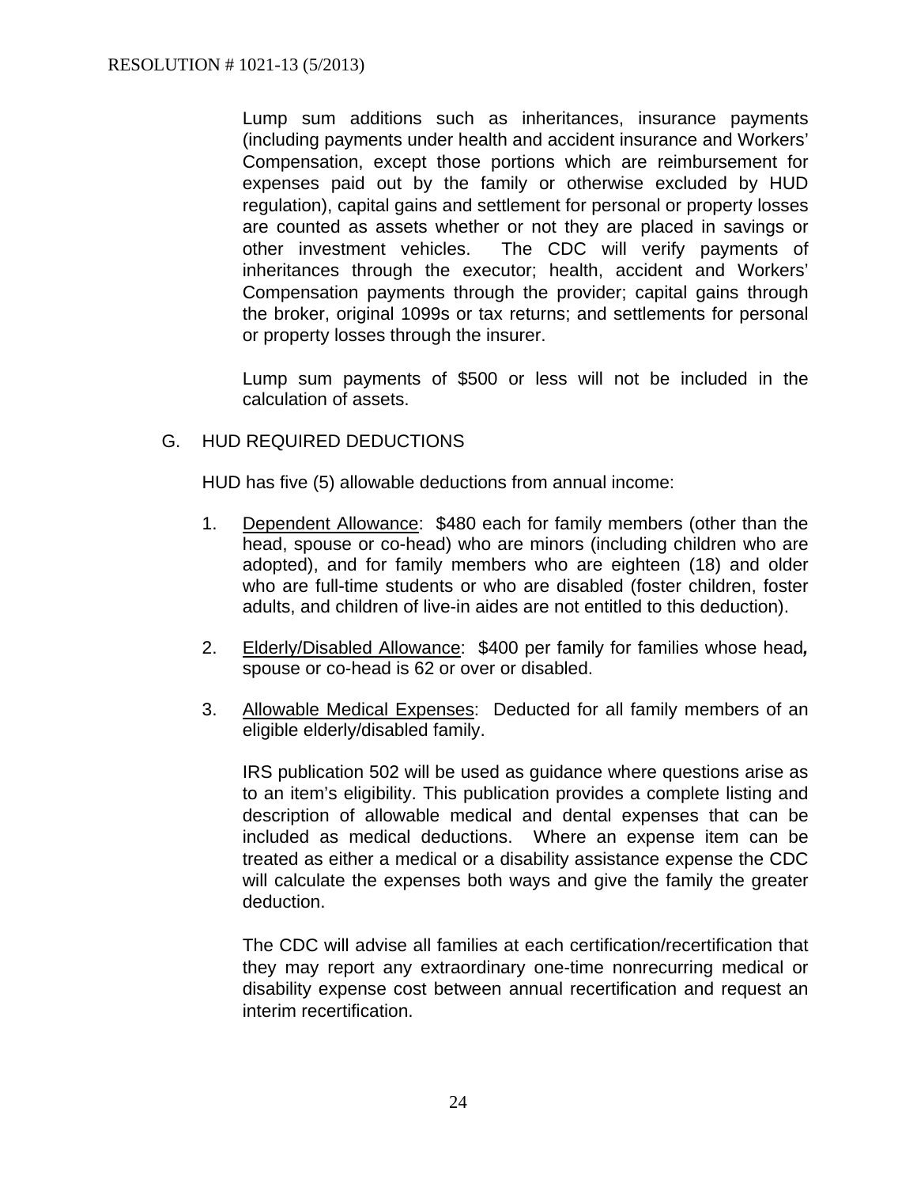Lump sum additions such as inheritances, insurance payments (including payments under health and accident insurance and Workers' Compensation, except those portions which are reimbursement for expenses paid out by the family or otherwise excluded by HUD regulation), capital gains and settlement for personal or property losses are counted as assets whether or not they are placed in savings or other investment vehicles. The CDC will verify payments of inheritances through the executor; health, accident and Workers' Compensation payments through the provider; capital gains through the broker, original 1099s or tax returns; and settlements for personal or property losses through the insurer.

Lump sum payments of $500 or less will not be included in the calculation of assets.

G. HUD REQUIRED DEDUCTIONS

HUD has five (5) allowable deductions from annual income:

1. Dependent Allowance: $480 each for family members (other than the head, spouse or co-head) who are minors (including children who are adopted), and for family members who are eighteen (18) and older who are full-time students or who are disabled (foster children, foster adults, and children of live-in aides are not entitled to this deduction).

2. Elderly/Disabled Allowance: $400 per family for families whose head*,* spouse or co-head is 62 or over or disabled.

3. Allowable Medical Expenses: Deducted for all family members of an eligible elderly/disabled family.

   IRS publication 502 will be used as guidance where questions arise as to an item's eligibility. This publication provides a complete listing and description of allowable medical and dental expenses that can be included as medical deductions. Where an expense item can be treated as either a medical or a disability assistance expense the CDC will calculate the expenses both ways and give the family the greater deduction.

   The CDC will advise all families at each certification/recertification that they may report any extraordinary one-time nonrecurring medical or disability expense cost between annual recertification and request an interim recertification.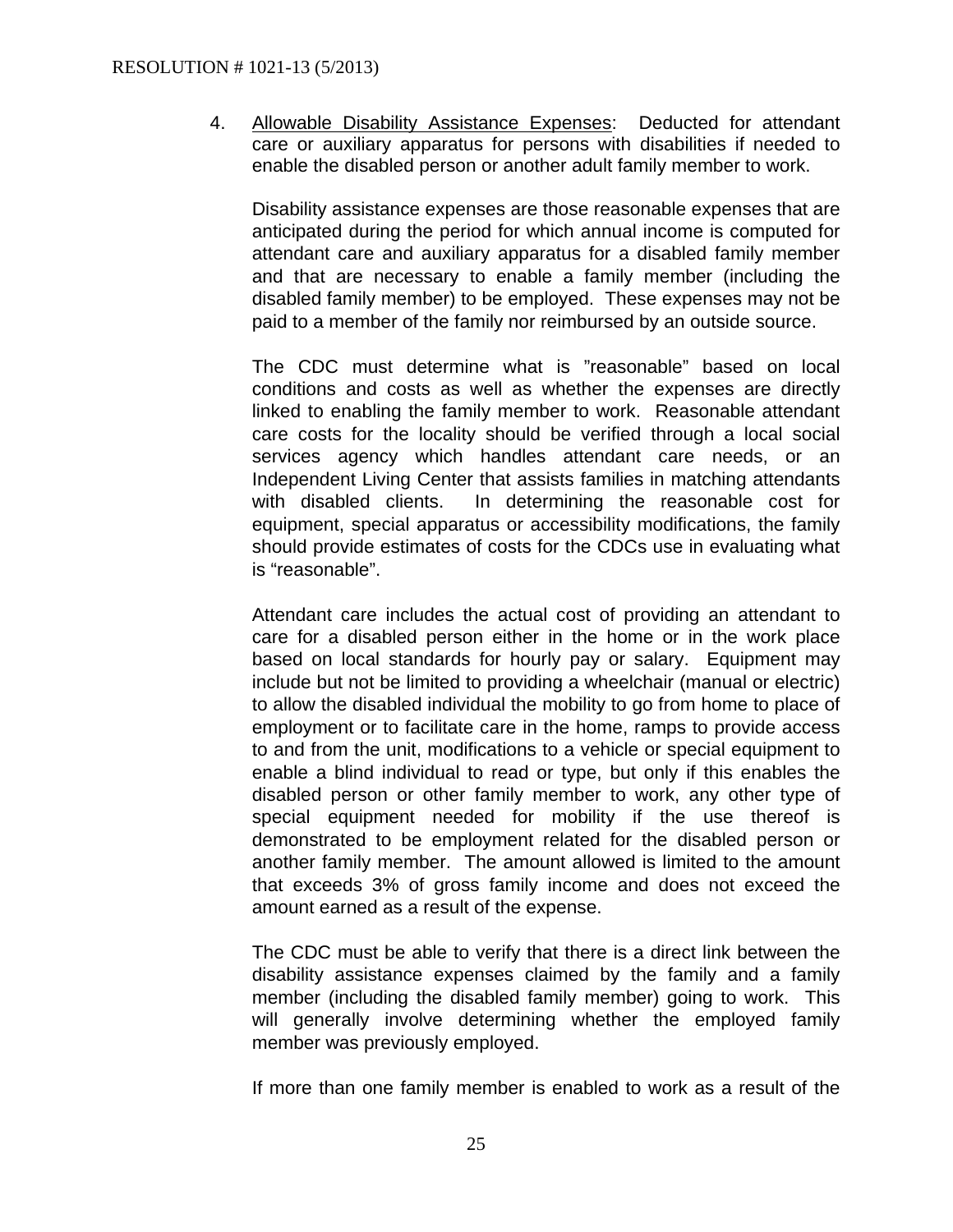4. <u>Allowable Disability Assistance Expenses</u>: Deducted for attendant care or auxiliary apparatus for persons with disabilities if needed to enable the disabled person or another adult family member to work.

   Disability assistance expenses are those reasonable expenses that are anticipated during the period for which annual income is computed for attendant care and auxiliary apparatus for a disabled family member and that are necessary to enable a family member (including the disabled family member) to be employed. These expenses may not be paid to a member of the family nor reimbursed by an outside source.

   The CDC must determine what is "reasonable" based on local conditions and costs as well as whether the expenses are directly linked to enabling the family member to work. Reasonable attendant care costs for the locality should be verified through a local social services agency which handles attendant care needs, or an Independent Living Center that assists families in matching attendants with disabled clients. In determining the reasonable cost for equipment, special apparatus or accessibility modifications, the family should provide estimates of costs for the CDCs use in evaluating what is "reasonable".

   Attendant care includes the actual cost of providing an attendant to care for a disabled person either in the home or in the work place based on local standards for hourly pay or salary. Equipment may include but not be limited to providing a wheelchair (manual or electric) to allow the disabled individual the mobility to go from home to place of employment or to facilitate care in the home, ramps to provide access to and from the unit, modifications to a vehicle or special equipment to enable a blind individual to read or type, but only if this enables the disabled person or other family member to work, any other type of special equipment needed for mobility if the use thereof is demonstrated to be employment related for the disabled person or another family member. The amount allowed is limited to the amount that exceeds 3% of gross family income and does not exceed the amount earned as a result of the expense.

   The CDC must be able to verify that there is a direct link between the disability assistance expenses claimed by the family and a family member (including the disabled family member) going to work. This will generally involve determining whether the employed family member was previously employed.

   If more than one family member is enabled to work as a result of the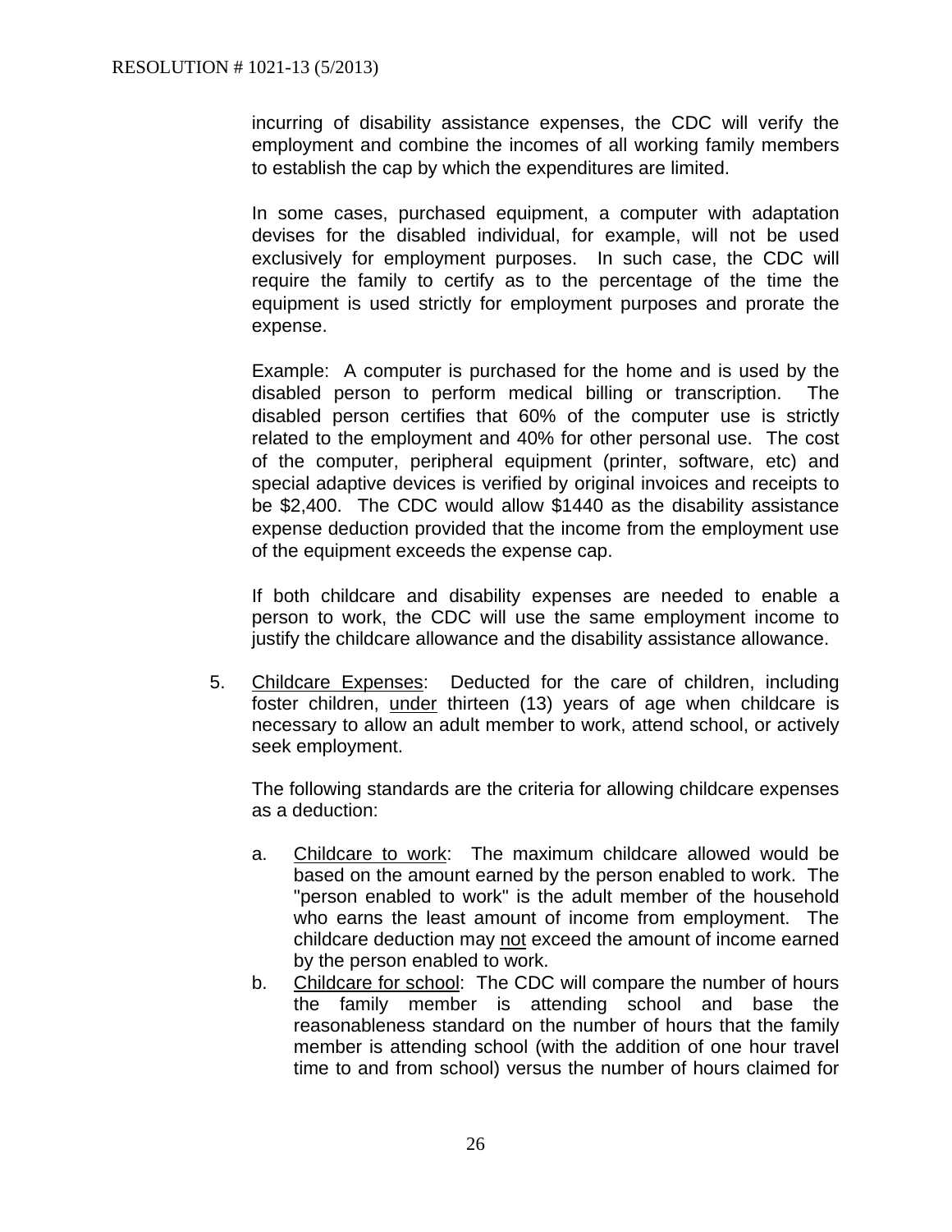incurring of disability assistance expenses, the CDC will verify the employment and combine the incomes of all working family members to establish the cap by which the expenditures are limited.

In some cases, purchased equipment, a computer with adaptation devises for the disabled individual, for example, will not be used exclusively for employment purposes. In such case, the CDC will require the family to certify as to the percentage of the time the equipment is used strictly for employment purposes and prorate the expense.

Example: A computer is purchased for the home and is used by the disabled person to perform medical billing or transcription. The disabled person certifies that 60% of the computer use is strictly related to the employment and 40% for other personal use. The cost of the computer, peripheral equipment (printer, software, etc) and special adaptive devices is verified by original invoices and receipts to be $2,400. The CDC would allow $1440 as the disability assistance expense deduction provided that the income from the employment use of the equipment exceeds the expense cap.

If both childcare and disability expenses are needed to enable a person to work, the CDC will use the same employment income to justify the childcare allowance and the disability assistance allowance.

5. Childcare Expenses: Deducted for the care of children, including foster children, under thirteen (13) years of age when childcare is necessary to allow an adult member to work, attend school, or actively seek employment.

   The following standards are the criteria for allowing childcare expenses as a deduction:

   a. Childcare to work: The maximum childcare allowed would be based on the amount earned by the person enabled to work. The "person enabled to work" is the adult member of the household who earns the least amount of income from employment. The childcare deduction may not exceed the amount of income earned by the person enabled to work.
   b. Childcare for school: The CDC will compare the number of hours the family member is attending school and base the reasonableness standard on the number of hours that the family member is attending school (with the addition of one hour travel time to and from school) versus the number of hours claimed for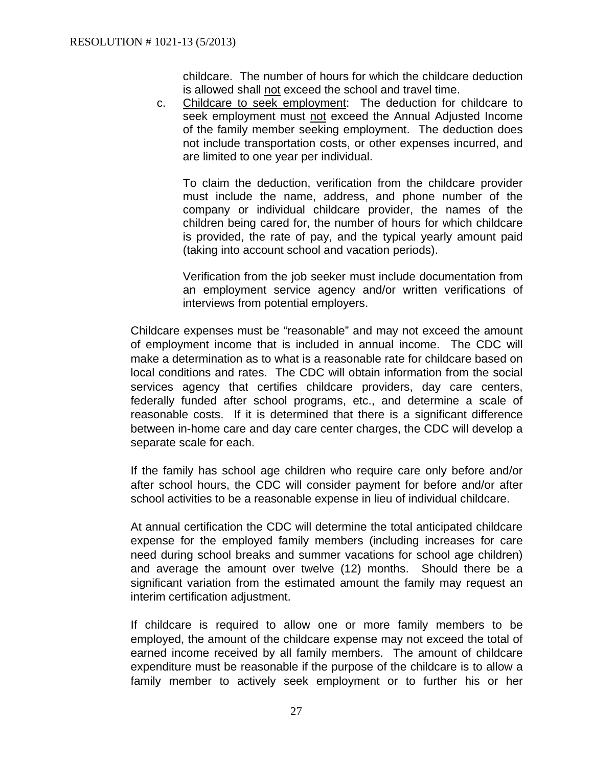childcare. The number of hours for which the childcare deduction is allowed shall <u>not</u> exceed the school and travel time.

c. <u>Childcare to seek employment</u>: The deduction for childcare to seek employment must <u>not</u> exceed the Annual Adjusted Income of the family member seeking employment. The deduction does not include transportation costs, or other expenses incurred, and are limited to one year per individual.

   To claim the deduction, verification from the childcare provider must include the name, address, and phone number of the company or individual childcare provider, the names of the children being cared for, the number of hours for which childcare is provided, the rate of pay, and the typical yearly amount paid (taking into account school and vacation periods).

   Verification from the job seeker must include documentation from an employment service agency and/or written verifications of interviews from potential employers.

Childcare expenses must be "reasonable" and may not exceed the amount of employment income that is included in annual income. The CDC will make a determination as to what is a reasonable rate for childcare based on local conditions and rates. The CDC will obtain information from the social services agency that certifies childcare providers, day care centers, federally funded after school programs, etc., and determine a scale of reasonable costs. If it is determined that there is a significant difference between in-home care and day care center charges, the CDC will develop a separate scale for each.

If the family has school age children who require care only before and/or after school hours, the CDC will consider payment for before and/or after school activities to be a reasonable expense in lieu of individual childcare.

At annual certification the CDC will determine the total anticipated childcare expense for the employed family members (including increases for care need during school breaks and summer vacations for school age children) and average the amount over twelve (12) months. Should there be a significant variation from the estimated amount the family may request an interim certification adjustment.

If childcare is required to allow one or more family members to be employed, the amount of the childcare expense may not exceed the total of earned income received by all family members. The amount of childcare expenditure must be reasonable if the purpose of the childcare is to allow a family member to actively seek employment or to further his or her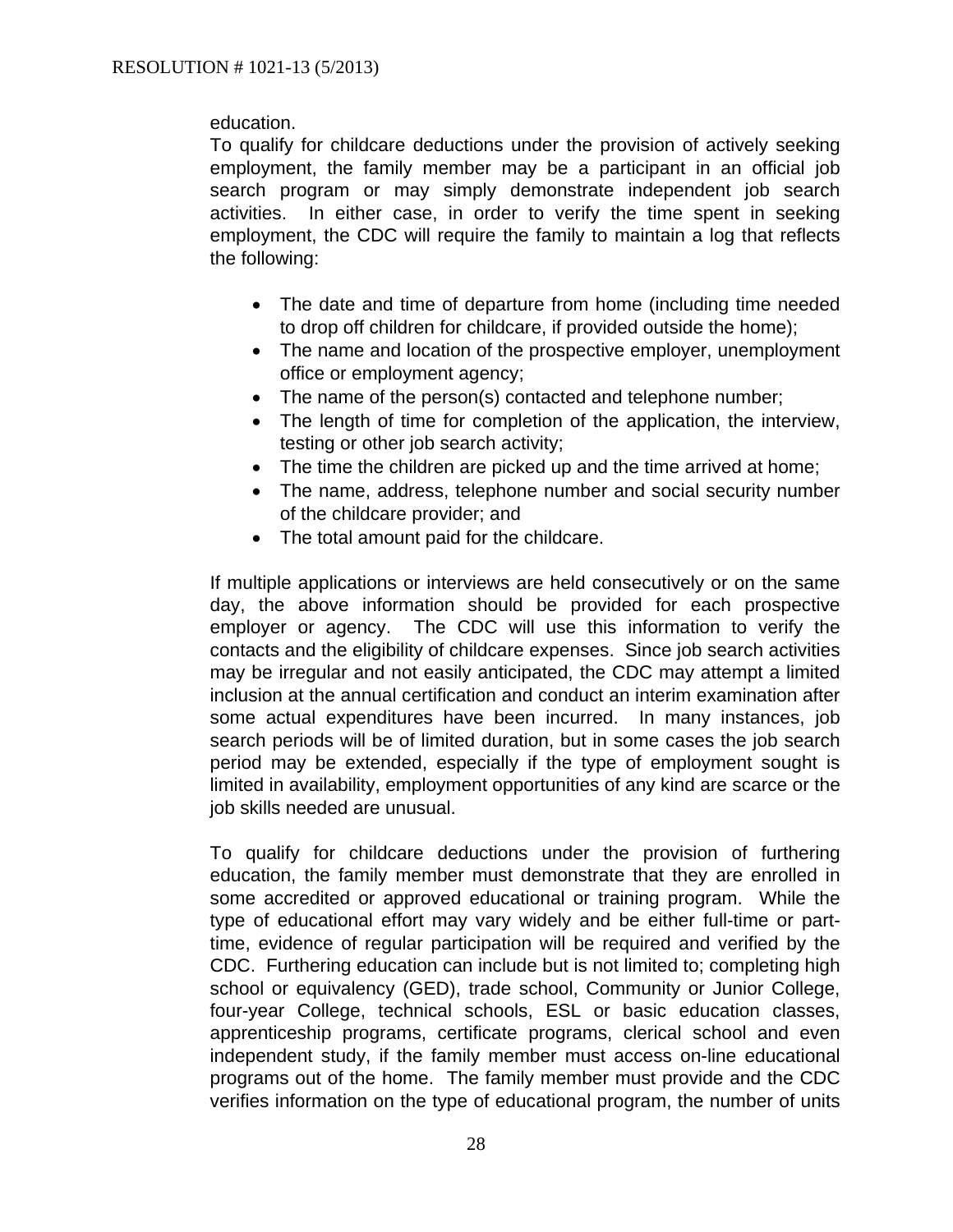education.

To qualify for childcare deductions under the provision of actively seeking employment, the family member may be a participant in an official job search program or may simply demonstrate independent job search activities. In either case, in order to verify the time spent in seeking employment, the CDC will require the family to maintain a log that reflects the following:

- The date and time of departure from home (including time needed to drop off children for childcare, if provided outside the home);
- The name and location of the prospective employer, unemployment office or employment agency;
- The name of the person(s) contacted and telephone number;
- The length of time for completion of the application, the interview, testing or other job search activity;
- The time the children are picked up and the time arrived at home;
- The name, address, telephone number and social security number of the childcare provider; and
- The total amount paid for the childcare.

If multiple applications or interviews are held consecutively or on the same day, the above information should be provided for each prospective employer or agency. The CDC will use this information to verify the contacts and the eligibility of childcare expenses. Since job search activities may be irregular and not easily anticipated, the CDC may attempt a limited inclusion at the annual certification and conduct an interim examination after some actual expenditures have been incurred. In many instances, job search periods will be of limited duration, but in some cases the job search period may be extended, especially if the type of employment sought is limited in availability, employment opportunities of any kind are scarce or the job skills needed are unusual.

To qualify for childcare deductions under the provision of furthering education, the family member must demonstrate that they are enrolled in some accredited or approved educational or training program. While the type of educational effort may vary widely and be either full-time or part-time, evidence of regular participation will be required and verified by the CDC. Furthering education can include but is not limited to; completing high school or equivalency (GED), trade school, Community or Junior College, four-year College, technical schools, ESL or basic education classes, apprenticeship programs, certificate programs, clerical school and even independent study, if the family member must access on-line educational programs out of the home. The family member must provide and the CDC verifies information on the type of educational program, the number of units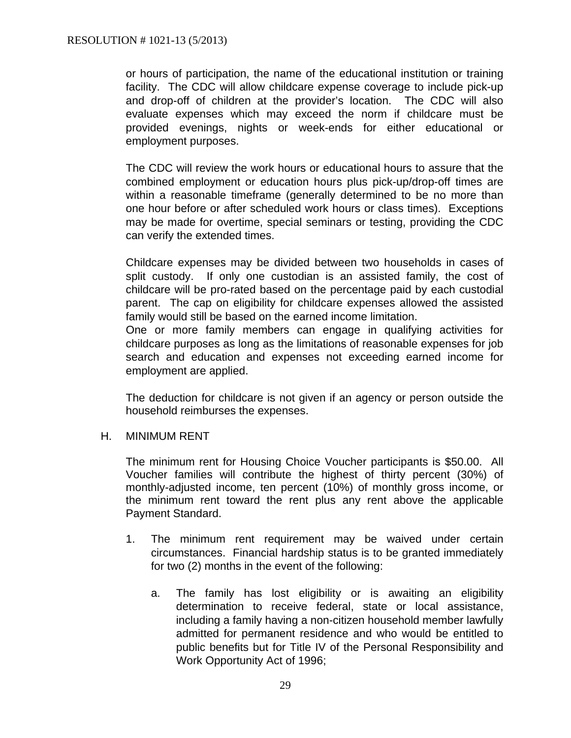or hours of participation, the name of the educational institution or training facility. The CDC will allow childcare expense coverage to include pick-up and drop-off of children at the provider's location. The CDC will also evaluate expenses which may exceed the norm if childcare must be provided evenings, nights or week-ends for either educational or employment purposes.

The CDC will review the work hours or educational hours to assure that the combined employment or education hours plus pick-up/drop-off times are within a reasonable timeframe (generally determined to be no more than one hour before or after scheduled work hours or class times). Exceptions may be made for overtime, special seminars or testing, providing the CDC can verify the extended times.

Childcare expenses may be divided between two households in cases of split custody. If only one custodian is an assisted family, the cost of childcare will be pro-rated based on the percentage paid by each custodial parent. The cap on eligibility for childcare expenses allowed the assisted family would still be based on the earned income limitation.

One or more family members can engage in qualifying activities for childcare purposes as long as the limitations of reasonable expenses for job search and education and expenses not exceeding earned income for employment are applied.

The deduction for childcare is not given if an agency or person outside the household reimburses the expenses.

## H. MINIMUM RENT

The minimum rent for Housing Choice Voucher participants is $50.00. All Voucher families will contribute the highest of thirty percent (30%) of monthly-adjusted income, ten percent (10%) of monthly gross income, or the minimum rent toward the rent plus any rent above the applicable Payment Standard.

1. The minimum rent requirement may be waived under certain circumstances. Financial hardship status is to be granted immediately for two (2) months in the event of the following:

   a. The family has lost eligibility or is awaiting an eligibility determination to receive federal, state or local assistance, including a family having a non-citizen household member lawfully admitted for permanent residence and who would be entitled to public benefits but for Title IV of the Personal Responsibility and Work Opportunity Act of 1996;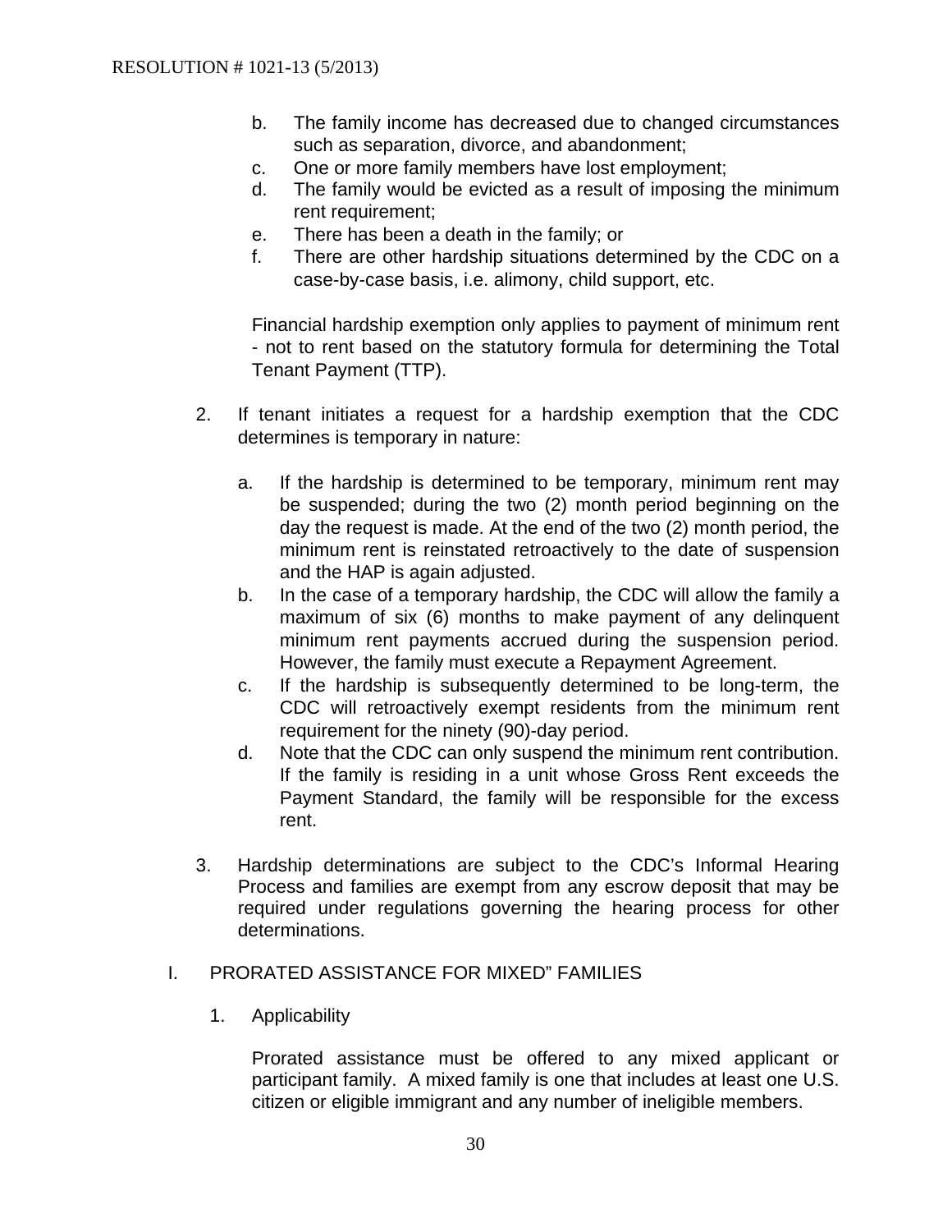RESOLUTION # 1021-13 (5/2013)

b. The family income has decreased due to changed circumstances such as separation, divorce, and abandonment;
c. One or more family members have lost employment;
d. The family would be evicted as a result of imposing the minimum rent requirement;
e. There has been a death in the family; or
f. There are other hardship situations determined by the CDC on a case-by-case basis, i.e. alimony, child support, etc.

Financial hardship exemption only applies to payment of minimum rent - not to rent based on the statutory formula for determining the Total Tenant Payment (TTP).

2. If tenant initiates a request for a hardship exemption that the CDC determines is temporary in nature:

   a. If the hardship is determined to be temporary, minimum rent may be suspended; during the two (2) month period beginning on the day the request is made. At the end of the two (2) month period, the minimum rent is reinstated retroactively to the date of suspension and the HAP is again adjusted.
   b. In the case of a temporary hardship, the CDC will allow the family a maximum of six (6) months to make payment of any delinquent minimum rent payments accrued during the suspension period. However, the family must execute a Repayment Agreement.
   c. If the hardship is subsequently determined to be long-term, the CDC will retroactively exempt residents from the minimum rent requirement for the ninety (90)-day period.
   d. Note that the CDC can only suspend the minimum rent contribution. If the family is residing in a unit whose Gross Rent exceeds the Payment Standard, the family will be responsible for the excess rent.

3. Hardship determinations are subject to the CDC's Informal Hearing Process and families are exempt from any escrow deposit that may be required under regulations governing the hearing process for other determinations.

I. PRORATED ASSISTANCE FOR MIXED" FAMILIES

1. Applicability

   Prorated assistance must be offered to any mixed applicant or participant family. A mixed family is one that includes at least one U.S. citizen or eligible immigrant and any number of ineligible members.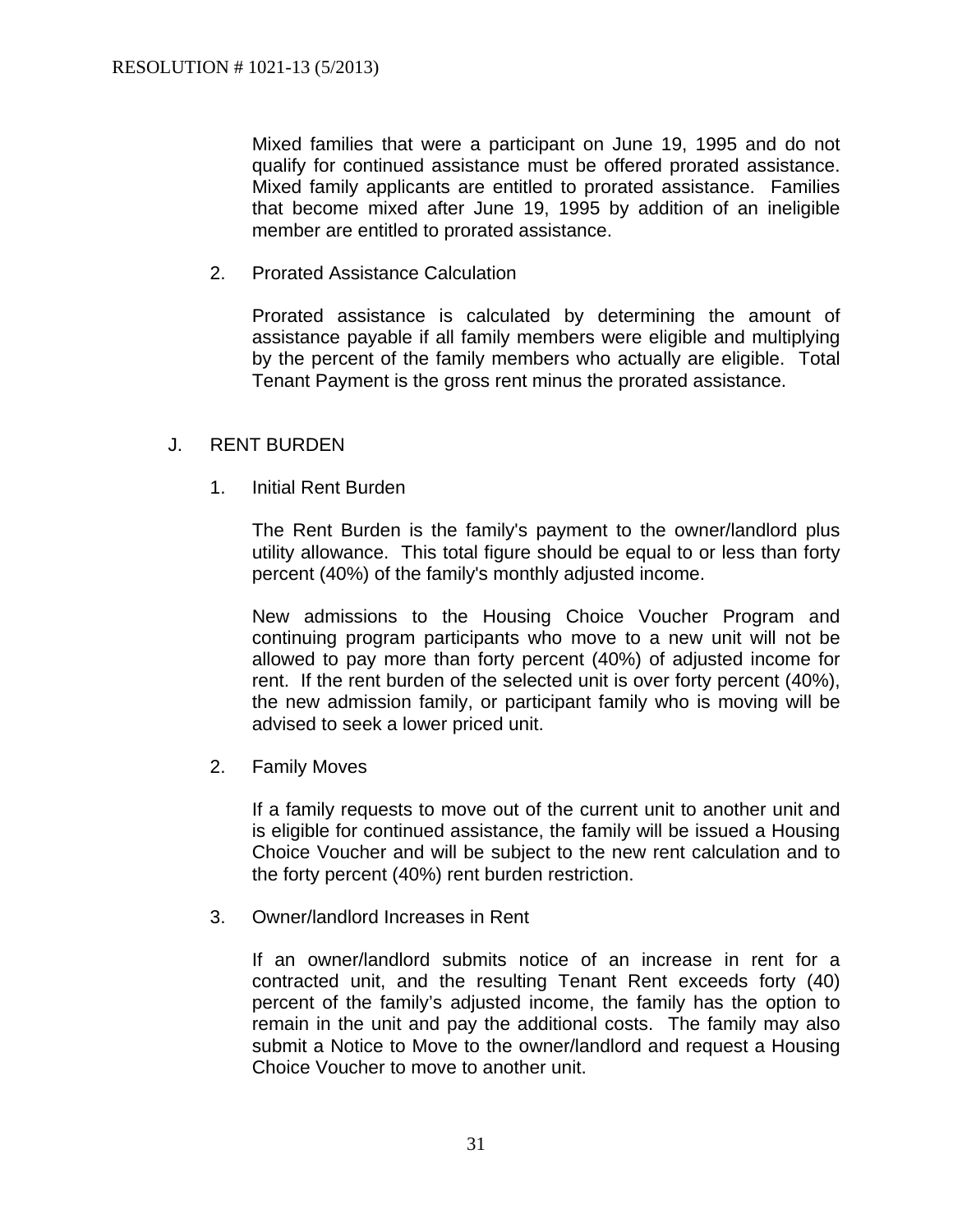Mixed families that were a participant on June 19, 1995 and do not qualify for continued assistance must be offered prorated assistance. Mixed family applicants are entitled to prorated assistance. Families that become mixed after June 19, 1995 by addition of an ineligible member are entitled to prorated assistance.

2. Prorated Assistance Calculation

Prorated assistance is calculated by determining the amount of assistance payable if all family members were eligible and multiplying by the percent of the family members who actually are eligible. Total Tenant Payment is the gross rent minus the prorated assistance.

## J. RENT BURDEN

1. Initial Rent Burden

The Rent Burden is the family's payment to the owner/landlord plus utility allowance. This total figure should be equal to or less than forty percent (40%) of the family's monthly adjusted income.

New admissions to the Housing Choice Voucher Program and continuing program participants who move to a new unit will not be allowed to pay more than forty percent (40%) of adjusted income for rent. If the rent burden of the selected unit is over forty percent (40%), the new admission family, or participant family who is moving will be advised to seek a lower priced unit.

2. Family Moves

If a family requests to move out of the current unit to another unit and is eligible for continued assistance, the family will be issued a Housing Choice Voucher and will be subject to the new rent calculation and to the forty percent (40%) rent burden restriction.

3. Owner/landlord Increases in Rent

If an owner/landlord submits notice of an increase in rent for a contracted unit, and the resulting Tenant Rent exceeds forty (40) percent of the family's adjusted income, the family has the option to remain in the unit and pay the additional costs. The family may also submit a Notice to Move to the owner/landlord and request a Housing Choice Voucher to move to another unit.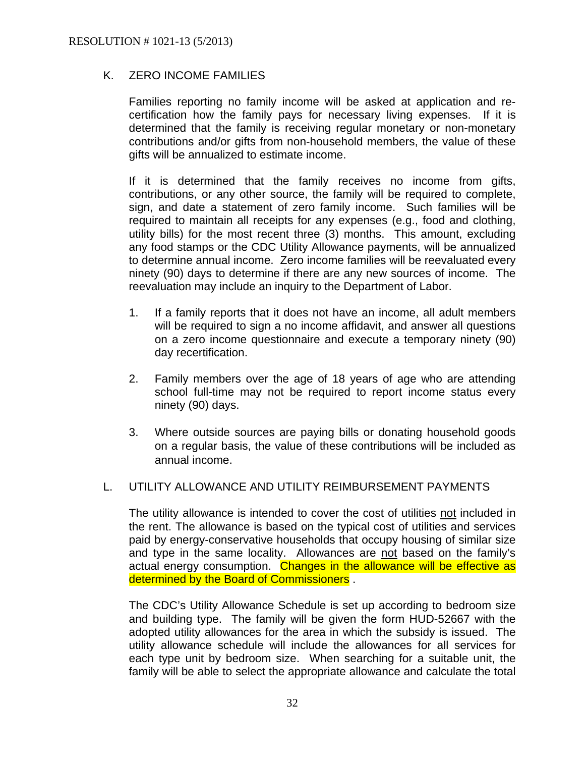RESOLUTION # 1021-13 (5/2013)

## K. ZERO INCOME FAMILIES

Families reporting no family income will be asked at application and re-certification how the family pays for necessary living expenses. If it is determined that the family is receiving regular monetary or non-monetary contributions and/or gifts from non-household members, the value of these gifts will be annualized to estimate income.

If it is determined that the family receives no income from gifts, contributions, or any other source, the family will be required to complete, sign, and date a statement of zero family income. Such families will be required to maintain all receipts for any expenses (e.g., food and clothing, utility bills) for the most recent three (3) months. This amount, excluding any food stamps or the CDC Utility Allowance payments, will be annualized to determine annual income. Zero income families will be reevaluated every ninety (90) days to determine if there are any new sources of income. The reevaluation may include an inquiry to the Department of Labor.

1. If a family reports that it does not have an income, all adult members will be required to sign a no income affidavit, and answer all questions on a zero income questionnaire and execute a temporary ninety (90) day recertification.

2. Family members over the age of 18 years of age who are attending school full-time may not be required to report income status every ninety (90) days.

3. Where outside sources are paying bills or donating household goods on a regular basis, the value of these contributions will be included as annual income.

## L. UTILITY ALLOWANCE AND UTILITY REIMBURSEMENT PAYMENTS

The utility allowance is intended to cover the cost of utilities not included in the rent. The allowance is based on the typical cost of utilities and services paid by energy-conservative households that occupy housing of similar size and type in the same locality. Allowances are not based on the family's actual energy consumption. Changes in the allowance will be effective as determined by the Board of Commissioners .

The CDC's Utility Allowance Schedule is set up according to bedroom size and building type. The family will be given the form HUD-52667 with the adopted utility allowances for the area in which the subsidy is issued. The utility allowance schedule will include the allowances for all services for each type unit by bedroom size. When searching for a suitable unit, the family will be able to select the appropriate allowance and calculate the total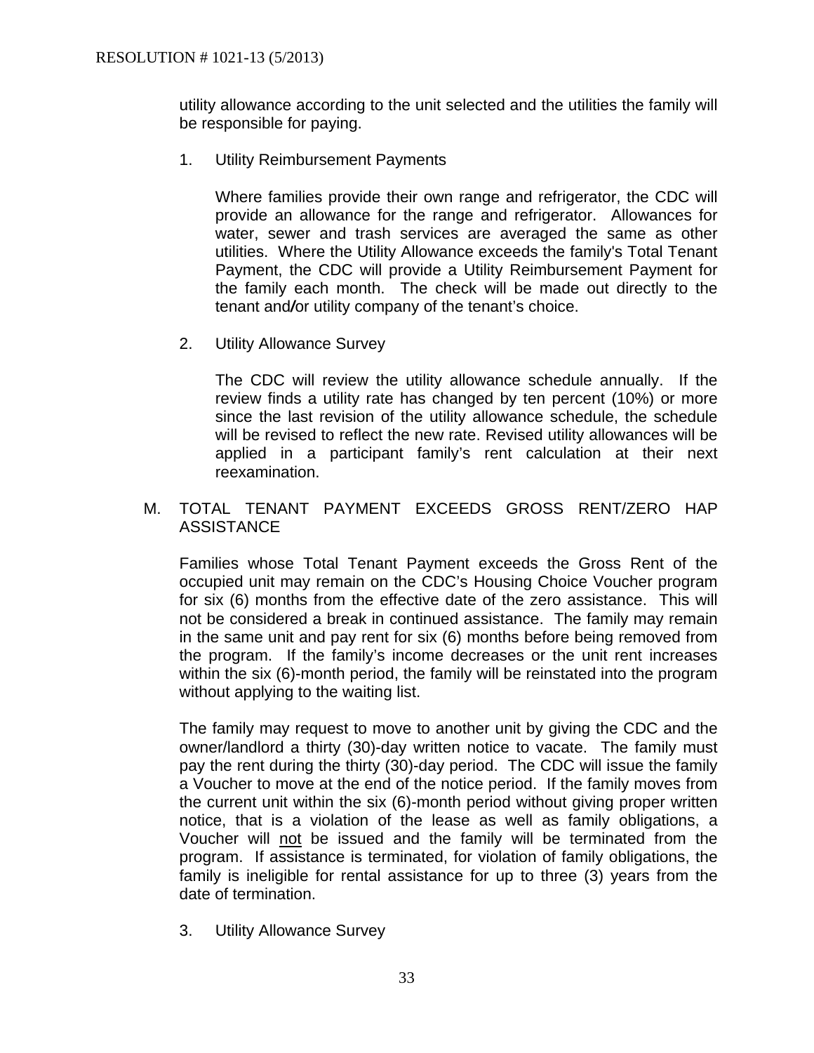utility allowance according to the unit selected and the utilities the family will be responsible for paying.

1. Utility Reimbursement Payments

   Where families provide their own range and refrigerator, the CDC will provide an allowance for the range and refrigerator. Allowances for water, sewer and trash services are averaged the same as other utilities. Where the Utility Allowance exceeds the family's Total Tenant Payment, the CDC will provide a Utility Reimbursement Payment for the family each month. The check will be made out directly to the tenant and/or utility company of the tenant's choice.

2. Utility Allowance Survey

   The CDC will review the utility allowance schedule annually. If the review finds a utility rate has changed by ten percent (10%) or more since the last revision of the utility allowance schedule, the schedule will be revised to reflect the new rate. Revised utility allowances will be applied in a participant family's rent calculation at their next reexamination.

M. TOTAL TENANT PAYMENT EXCEEDS GROSS RENT/ZERO HAP ASSISTANCE

   Families whose Total Tenant Payment exceeds the Gross Rent of the occupied unit may remain on the CDC's Housing Choice Voucher program for six (6) months from the effective date of the zero assistance. This will not be considered a break in continued assistance. The family may remain in the same unit and pay rent for six (6) months before being removed from the program. If the family's income decreases or the unit rent increases within the six (6)-month period, the family will be reinstated into the program without applying to the waiting list.

   The family may request to move to another unit by giving the CDC and the owner/landlord a thirty (30)-day written notice to vacate. The family must pay the rent during the thirty (30)-day period. The CDC will issue the family a Voucher to move at the end of the notice period. If the family moves from the current unit within the six (6)-month period without giving proper written notice, that is a violation of the lease as well as family obligations, a Voucher will <u>not</u> be issued and the family will be terminated from the program. If assistance is terminated, for violation of family obligations, the family is ineligible for rental assistance for up to three (3) years from the date of termination.

3. Utility Allowance Survey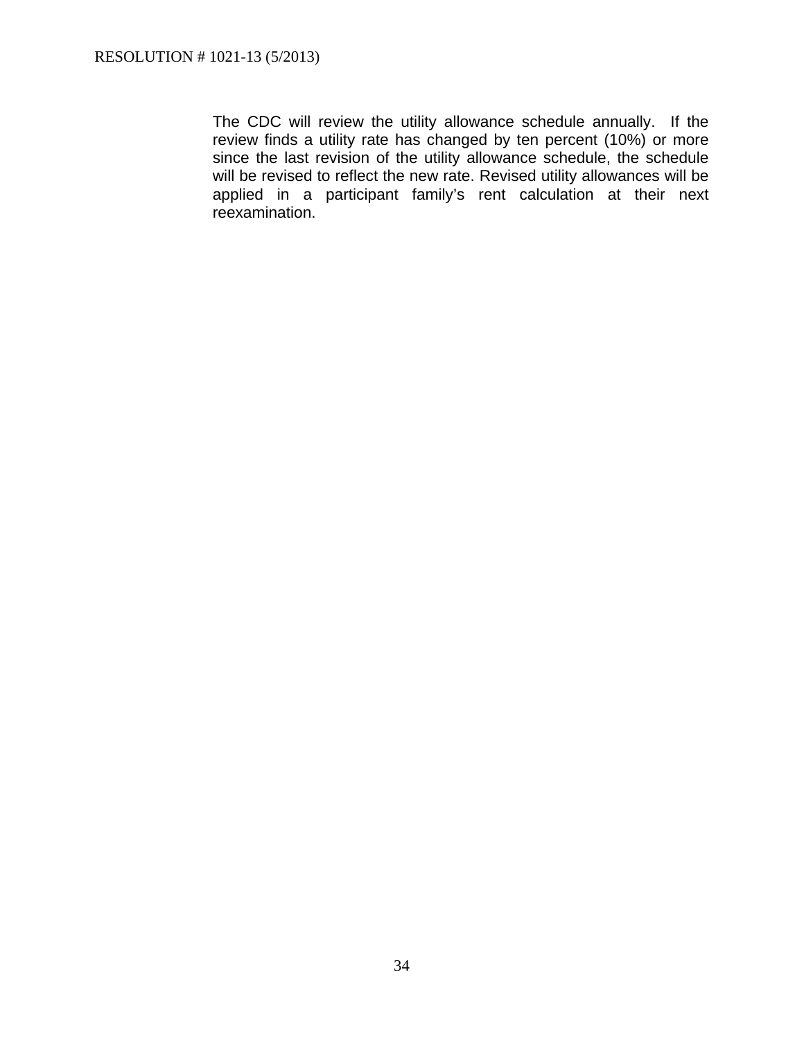The CDC will review the utility allowance schedule annually. If the review finds a utility rate has changed by ten percent (10%) or more since the last revision of the utility allowance schedule, the schedule will be revised to reflect the new rate. Revised utility allowances will be applied in a participant family's rent calculation at their next reexamination.